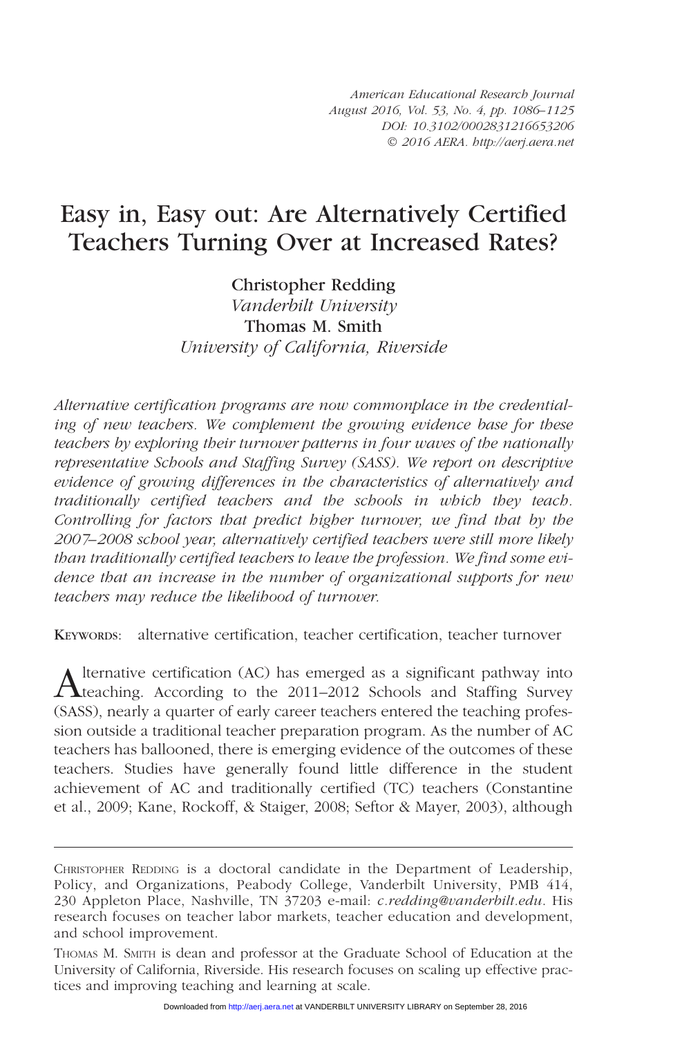# Easy in, Easy out: Are Alternatively Certified Teachers Turning Over at Increased Rates?

**Christopher Redding**
*Vanderbilt University*
**Thomas M. Smith**
*University of California, Riverside*

*Alternative certification programs are now commonplace in the credentialing of new teachers. We complement the growing evidence base for these teachers by exploring their turnover patterns in four waves of the nationally representative Schools and Staffing Survey (SASS). We report on descriptive evidence of growing differences in the characteristics of alternatively and traditionally certified teachers and the schools in which they teach. Controlling for factors that predict higher turnover, we find that by the 2007–2008 school year, alternatively certified teachers were still more likely than traditionally certified teachers to leave the profession. We find some evidence that an increase in the number of organizational supports for new teachers may reduce the likelihood of turnover.*

KEYWORDS: alternative certification, teacher certification, teacher turnover

Alternative certification (AC) has emerged as a significant pathway into teaching. According to the 2011–2012 Schools and Staffing Survey (SASS), nearly a quarter of early career teachers entered the teaching profession outside a traditional teacher preparation program. As the number of AC teachers has ballooned, there is emerging evidence of the outcomes of these teachers. Studies have generally found little difference in the student achievement of AC and traditionally certified (TC) teachers (Constantine et al., 2009; Kane, Rockoff, & Staiger, 2008; Seftor & Mayer, 2003), although

---

CHRISTOPHER REDDING is a doctoral candidate in the Department of Leadership, Policy, and Organizations, Peabody College, Vanderbilt University, PMB 414, 230 Appleton Place, Nashville, TN 37203 e-mail: *c.redding@vanderbilt.edu*. His research focuses on teacher labor markets, teacher education and development, and school improvement.

THOMAS M. SMITH is dean and professor at the Graduate School of Education at the University of California, Riverside. His research focuses on scaling up effective practices and improving teaching and learning at scale.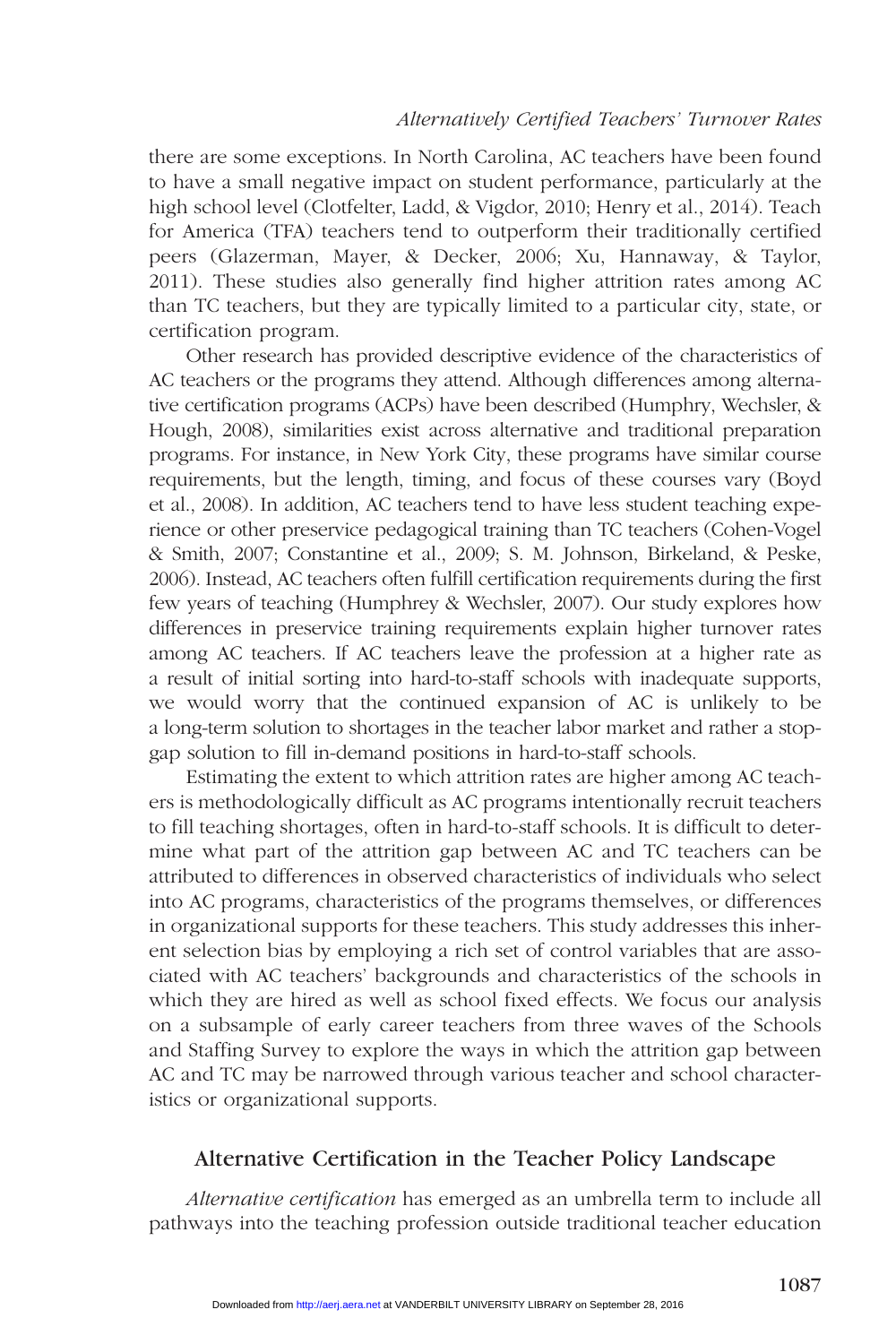there are some exceptions. In North Carolina, AC teachers have been found to have a small negative impact on student performance, particularly at the high school level (Clotfelter, Ladd, & Vigdor, 2010; Henry et al., 2014). Teach for America (TFA) teachers tend to outperform their traditionally certified peers (Glazerman, Mayer, & Decker, 2006; Xu, Hannaway, & Taylor, 2011). These studies also generally find higher attrition rates among AC than TC teachers, but they are typically limited to a particular city, state, or certification program.

Other research has provided descriptive evidence of the characteristics of AC teachers or the programs they attend. Although differences among alternative certification programs (ACPs) have been described (Humphry, Wechsler, & Hough, 2008), similarities exist across alternative and traditional preparation programs. For instance, in New York City, these programs have similar course requirements, but the length, timing, and focus of these courses vary (Boyd et al., 2008). In addition, AC teachers tend to have less student teaching experience or other preservice pedagogical training than TC teachers (Cohen-Vogel & Smith, 2007; Constantine et al., 2009; S. M. Johnson, Birkeland, & Peske, 2006). Instead, AC teachers often fulfill certification requirements during the first few years of teaching (Humphrey & Wechsler, 2007). Our study explores how differences in preservice training requirements explain higher turnover rates among AC teachers. If AC teachers leave the profession at a higher rate as a result of initial sorting into hard-to-staff schools with inadequate supports, we would worry that the continued expansion of AC is unlikely to be a long-term solution to shortages in the teacher labor market and rather a stopgap solution to fill in-demand positions in hard-to-staff schools.

Estimating the extent to which attrition rates are higher among AC teachers is methodologically difficult as AC programs intentionally recruit teachers to fill teaching shortages, often in hard-to-staff schools. It is difficult to determine what part of the attrition gap between AC and TC teachers can be attributed to differences in observed characteristics of individuals who select into AC programs, characteristics of the programs themselves, or differences in organizational supports for these teachers. This study addresses this inherent selection bias by employing a rich set of control variables that are associated with AC teachers' backgrounds and characteristics of the schools in which they are hired as well as school fixed effects. We focus our analysis on a subsample of early career teachers from three waves of the Schools and Staffing Survey to explore the ways in which the attrition gap between AC and TC may be narrowed through various teacher and school characteristics or organizational supports.

## Alternative Certification in the Teacher Policy Landscape

*Alternative certification* has emerged as an umbrella term to include all pathways into the teaching profession outside traditional teacher education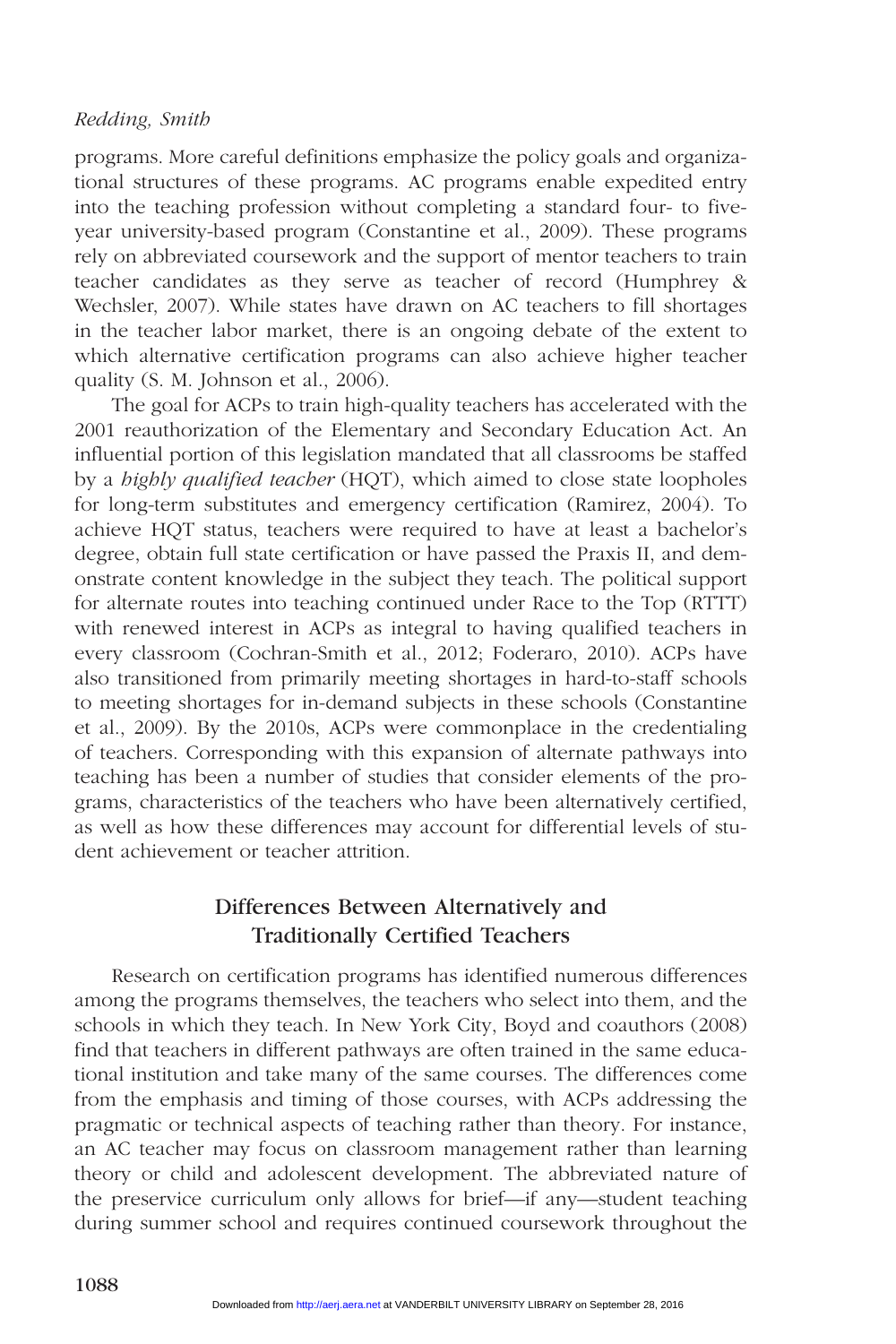programs. More careful definitions emphasize the policy goals and organizational structures of these programs. AC programs enable expedited entry into the teaching profession without completing a standard four- to five-year university-based program (Constantine et al., 2009). These programs rely on abbreviated coursework and the support of mentor teachers to train teacher candidates as they serve as teacher of record (Humphrey & Wechsler, 2007). While states have drawn on AC teachers to fill shortages in the teacher labor market, there is an ongoing debate of the extent to which alternative certification programs can also achieve higher teacher quality (S. M. Johnson et al., 2006).

The goal for ACPs to train high-quality teachers has accelerated with the 2001 reauthorization of the Elementary and Secondary Education Act. An influential portion of this legislation mandated that all classrooms be staffed by a *highly qualified teacher* (HQT), which aimed to close state loopholes for long-term substitutes and emergency certification (Ramirez, 2004). To achieve HQT status, teachers were required to have at least a bachelor's degree, obtain full state certification or have passed the Praxis II, and demonstrate content knowledge in the subject they teach. The political support for alternate routes into teaching continued under Race to the Top (RTTT) with renewed interest in ACPs as integral to having qualified teachers in every classroom (Cochran-Smith et al., 2012; Foderaro, 2010). ACPs have also transitioned from primarily meeting shortages in hard-to-staff schools to meeting shortages for in-demand subjects in these schools (Constantine et al., 2009). By the 2010s, ACPs were commonplace in the credentialing of teachers. Corresponding with this expansion of alternate pathways into teaching has been a number of studies that consider elements of the programs, characteristics of the teachers who have been alternatively certified, as well as how these differences may account for differential levels of student achievement or teacher attrition.

## Differences Between Alternatively and Traditionally Certified Teachers

Research on certification programs has identified numerous differences among the programs themselves, the teachers who select into them, and the schools in which they teach. In New York City, Boyd and coauthors (2008) find that teachers in different pathways are often trained in the same educational institution and take many of the same courses. The differences come from the emphasis and timing of those courses, with ACPs addressing the pragmatic or technical aspects of teaching rather than theory. For instance, an AC teacher may focus on classroom management rather than learning theory or child and adolescent development. The abbreviated nature of the preservice curriculum only allows for brief—if any—student teaching during summer school and requires continued coursework throughout the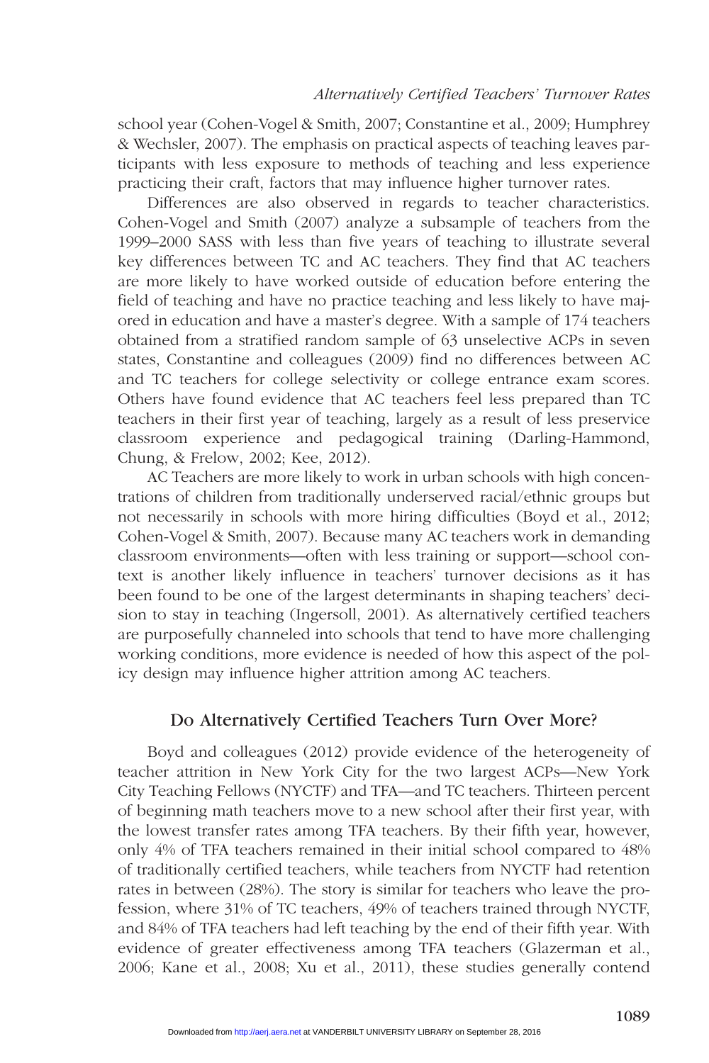school year (Cohen-Vogel & Smith, 2007; Constantine et al., 2009; Humphrey & Wechsler, 2007). The emphasis on practical aspects of teaching leaves participants with less exposure to methods of teaching and less experience practicing their craft, factors that may influence higher turnover rates.

Differences are also observed in regards to teacher characteristics. Cohen-Vogel and Smith (2007) analyze a subsample of teachers from the 1999–2000 SASS with less than five years of teaching to illustrate several key differences between TC and AC teachers. They find that AC teachers are more likely to have worked outside of education before entering the field of teaching and have no practice teaching and less likely to have majored in education and have a master's degree. With a sample of 174 teachers obtained from a stratified random sample of 63 unselective ACPs in seven states, Constantine and colleagues (2009) find no differences between AC and TC teachers for college selectivity or college entrance exam scores. Others have found evidence that AC teachers feel less prepared than TC teachers in their first year of teaching, largely as a result of less preservice classroom experience and pedagogical training (Darling-Hammond, Chung, & Frelow, 2002; Kee, 2012).

AC Teachers are more likely to work in urban schools with high concentrations of children from traditionally underserved racial/ethnic groups but not necessarily in schools with more hiring difficulties (Boyd et al., 2012; Cohen-Vogel & Smith, 2007). Because many AC teachers work in demanding classroom environments—often with less training or support—school context is another likely influence in teachers' turnover decisions as it has been found to be one of the largest determinants in shaping teachers' decision to stay in teaching (Ingersoll, 2001). As alternatively certified teachers are purposefully channeled into schools that tend to have more challenging working conditions, more evidence is needed of how this aspect of the policy design may influence higher attrition among AC teachers.

## Do Alternatively Certified Teachers Turn Over More?

Boyd and colleagues (2012) provide evidence of the heterogeneity of teacher attrition in New York City for the two largest ACPs—New York City Teaching Fellows (NYCTF) and TFA—and TC teachers. Thirteen percent of beginning math teachers move to a new school after their first year, with the lowest transfer rates among TFA teachers. By their fifth year, however, only 4% of TFA teachers remained in their initial school compared to 48% of traditionally certified teachers, while teachers from NYCTF had retention rates in between (28%). The story is similar for teachers who leave the profession, where 31% of TC teachers, 49% of teachers trained through NYCTF, and 84% of TFA teachers had left teaching by the end of their fifth year. With evidence of greater effectiveness among TFA teachers (Glazerman et al., 2006; Kane et al., 2008; Xu et al., 2011), these studies generally contend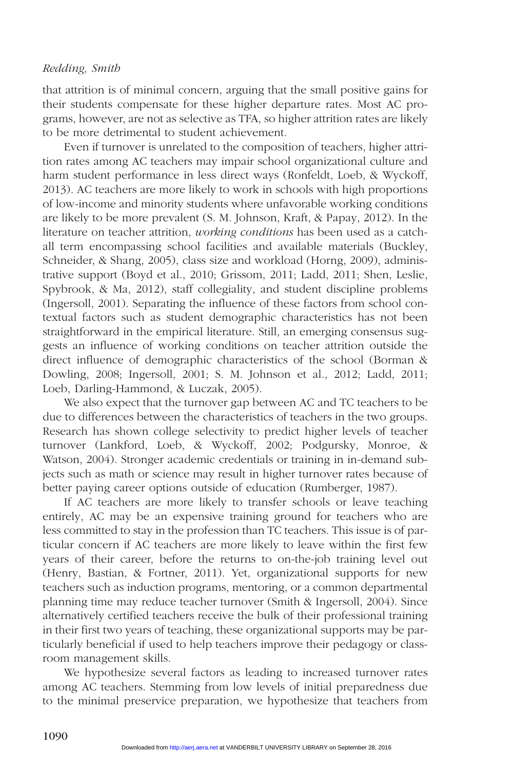that attrition is of minimal concern, arguing that the small positive gains for their students compensate for these higher departure rates. Most AC programs, however, are not as selective as TFA, so higher attrition rates are likely to be more detrimental to student achievement.

Even if turnover is unrelated to the composition of teachers, higher attrition rates among AC teachers may impair school organizational culture and harm student performance in less direct ways (Ronfeldt, Loeb, & Wyckoff, 2013). AC teachers are more likely to work in schools with high proportions of low-income and minority students where unfavorable working conditions are likely to be more prevalent (S. M. Johnson, Kraft, & Papay, 2012). In the literature on teacher attrition, *working conditions* has been used as a catchall term encompassing school facilities and available materials (Buckley, Schneider, & Shang, 2005), class size and workload (Horng, 2009), administrative support (Boyd et al., 2010; Grissom, 2011; Ladd, 2011; Shen, Leslie, Spybrook, & Ma, 2012), staff collegiality, and student discipline problems (Ingersoll, 2001). Separating the influence of these factors from school contextual factors such as student demographic characteristics has not been straightforward in the empirical literature. Still, an emerging consensus suggests an influence of working conditions on teacher attrition outside the direct influence of demographic characteristics of the school (Borman & Dowling, 2008; Ingersoll, 2001; S. M. Johnson et al., 2012; Ladd, 2011; Loeb, Darling-Hammond, & Luczak, 2005).

We also expect that the turnover gap between AC and TC teachers to be due to differences between the characteristics of teachers in the two groups. Research has shown college selectivity to predict higher levels of teacher turnover (Lankford, Loeb, & Wyckoff, 2002; Podgursky, Monroe, & Watson, 2004). Stronger academic credentials or training in in-demand subjects such as math or science may result in higher turnover rates because of better paying career options outside of education (Rumberger, 1987).

If AC teachers are more likely to transfer schools or leave teaching entirely, AC may be an expensive training ground for teachers who are less committed to stay in the profession than TC teachers. This issue is of particular concern if AC teachers are more likely to leave within the first few years of their career, before the returns to on-the-job training level out (Henry, Bastian, & Fortner, 2011). Yet, organizational supports for new teachers such as induction programs, mentoring, or a common departmental planning time may reduce teacher turnover (Smith & Ingersoll, 2004). Since alternatively certified teachers receive the bulk of their professional training in their first two years of teaching, these organizational supports may be particularly beneficial if used to help teachers improve their pedagogy or classroom management skills.

We hypothesize several factors as leading to increased turnover rates among AC teachers. Stemming from low levels of initial preparedness due to the minimal preservice preparation, we hypothesize that teachers from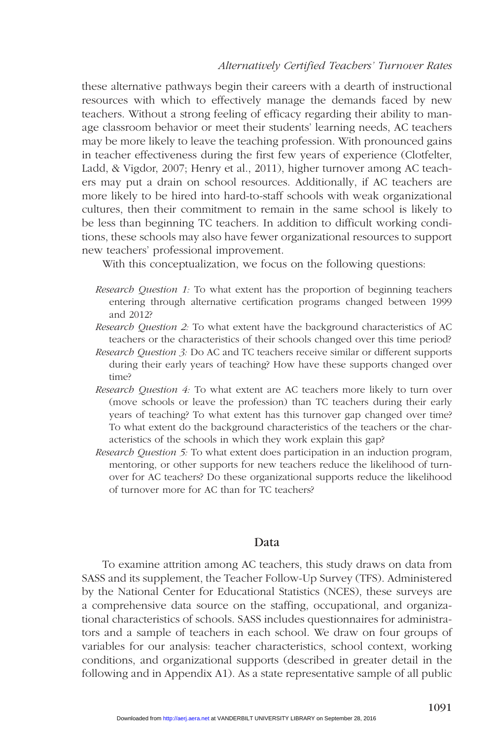these alternative pathways begin their careers with a dearth of instructional resources with which to effectively manage the demands faced by new teachers. Without a strong feeling of efficacy regarding their ability to manage classroom behavior or meet their students' learning needs, AC teachers may be more likely to leave the teaching profession. With pronounced gains in teacher effectiveness during the first few years of experience (Clotfelter, Ladd, & Vigdor, 2007; Henry et al., 2011), higher turnover among AC teachers may put a drain on school resources. Additionally, if AC teachers are more likely to be hired into hard-to-staff schools with weak organizational cultures, then their commitment to remain in the same school is likely to be less than beginning TC teachers. In addition to difficult working conditions, these schools may also have fewer organizational resources to support new teachers' professional improvement.

With this conceptualization, we focus on the following questions:

*Research Question 1:* To what extent has the proportion of beginning teachers entering through alternative certification programs changed between 1999 and 2012?

*Research Question 2:* To what extent have the background characteristics of AC teachers or the characteristics of their schools changed over this time period?

*Research Question 3:* Do AC and TC teachers receive similar or different supports during their early years of teaching? How have these supports changed over time?

*Research Question 4:* To what extent are AC teachers more likely to turn over (move schools or leave the profession) than TC teachers during their early years of teaching? To what extent has this turnover gap changed over time? To what extent do the background characteristics of the teachers or the characteristics of the schools in which they work explain this gap?

*Research Question 5:* To what extent does participation in an induction program, mentoring, or other supports for new teachers reduce the likelihood of turnover for AC teachers? Do these organizational supports reduce the likelihood of turnover more for AC than for TC teachers?

## Data

To examine attrition among AC teachers, this study draws on data from SASS and its supplement, the Teacher Follow-Up Survey (TFS). Administered by the National Center for Educational Statistics (NCES), these surveys are a comprehensive data source on the staffing, occupational, and organizational characteristics of schools. SASS includes questionnaires for administrators and a sample of teachers in each school. We draw on four groups of variables for our analysis: teacher characteristics, school context, working conditions, and organizational supports (described in greater detail in the following and in Appendix A1). As a state representative sample of all public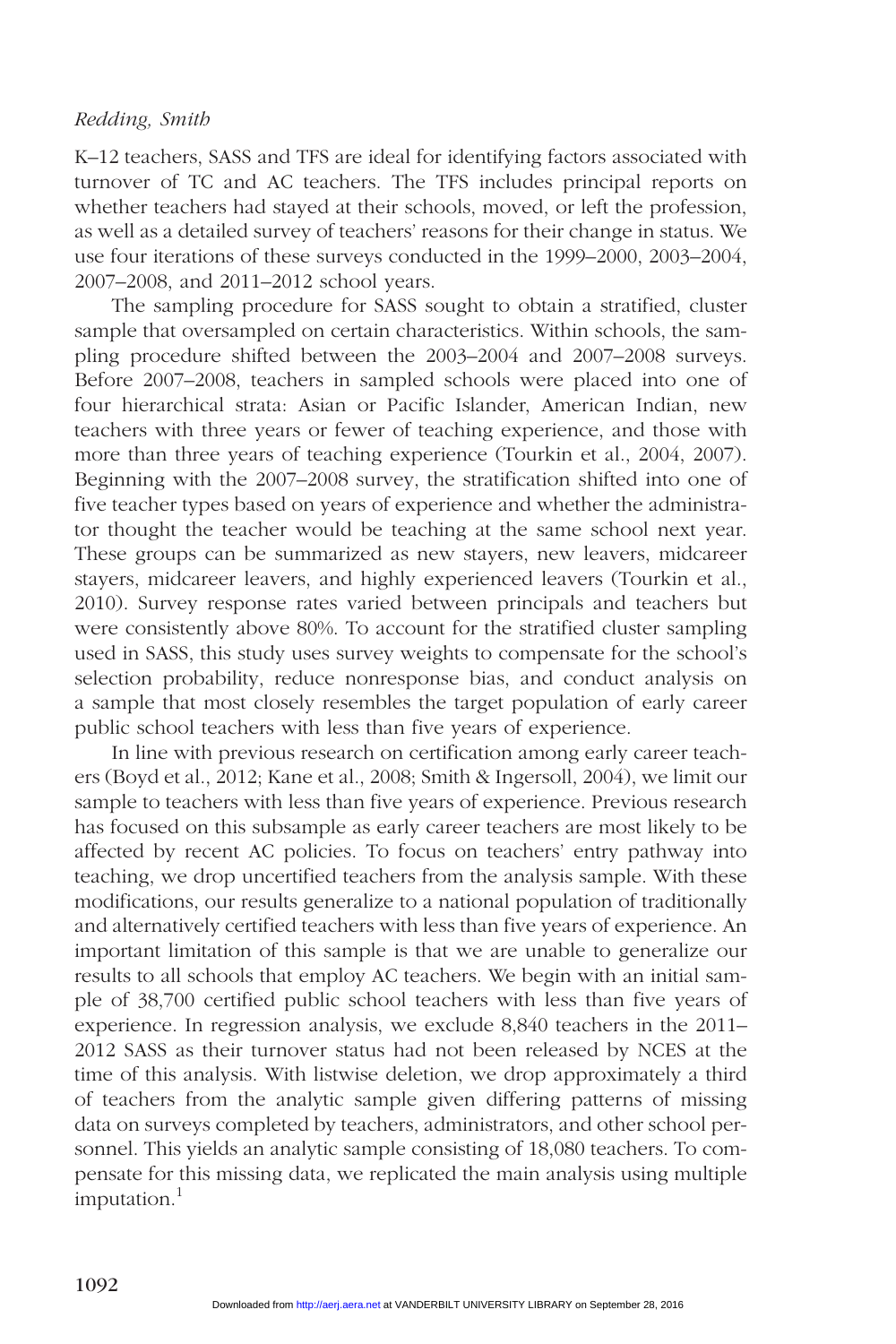K–12 teachers, SASS and TFS are ideal for identifying factors associated with turnover of TC and AC teachers. The TFS includes principal reports on whether teachers had stayed at their schools, moved, or left the profession, as well as a detailed survey of teachers' reasons for their change in status. We use four iterations of these surveys conducted in the 1999–2000, 2003–2004, 2007–2008, and 2011–2012 school years.

The sampling procedure for SASS sought to obtain a stratified, cluster sample that oversampled on certain characteristics. Within schools, the sampling procedure shifted between the 2003–2004 and 2007–2008 surveys. Before 2007–2008, teachers in sampled schools were placed into one of four hierarchical strata: Asian or Pacific Islander, American Indian, new teachers with three years or fewer of teaching experience, and those with more than three years of teaching experience (Tourkin et al., 2004, 2007). Beginning with the 2007–2008 survey, the stratification shifted into one of five teacher types based on years of experience and whether the administrator thought the teacher would be teaching at the same school next year. These groups can be summarized as new stayers, new leavers, midcareer stayers, midcareer leavers, and highly experienced leavers (Tourkin et al., 2010). Survey response rates varied between principals and teachers but were consistently above 80%. To account for the stratified cluster sampling used in SASS, this study uses survey weights to compensate for the school's selection probability, reduce nonresponse bias, and conduct analysis on a sample that most closely resembles the target population of early career public school teachers with less than five years of experience.

In line with previous research on certification among early career teachers (Boyd et al., 2012; Kane et al., 2008; Smith & Ingersoll, 2004), we limit our sample to teachers with less than five years of experience. Previous research has focused on this subsample as early career teachers are most likely to be affected by recent AC policies. To focus on teachers' entry pathway into teaching, we drop uncertified teachers from the analysis sample. With these modifications, our results generalize to a national population of traditionally and alternatively certified teachers with less than five years of experience. An important limitation of this sample is that we are unable to generalize our results to all schools that employ AC teachers. We begin with an initial sample of 38,700 certified public school teachers with less than five years of experience. In regression analysis, we exclude 8,840 teachers in the 2011–2012 SASS as their turnover status had not been released by NCES at the time of this analysis. With listwise deletion, we drop approximately a third of teachers from the analytic sample given differing patterns of missing data on surveys completed by teachers, administrators, and other school personnel. This yields an analytic sample consisting of 18,080 teachers. To compensate for this missing data, we replicated the main analysis using multiple imputation.[1]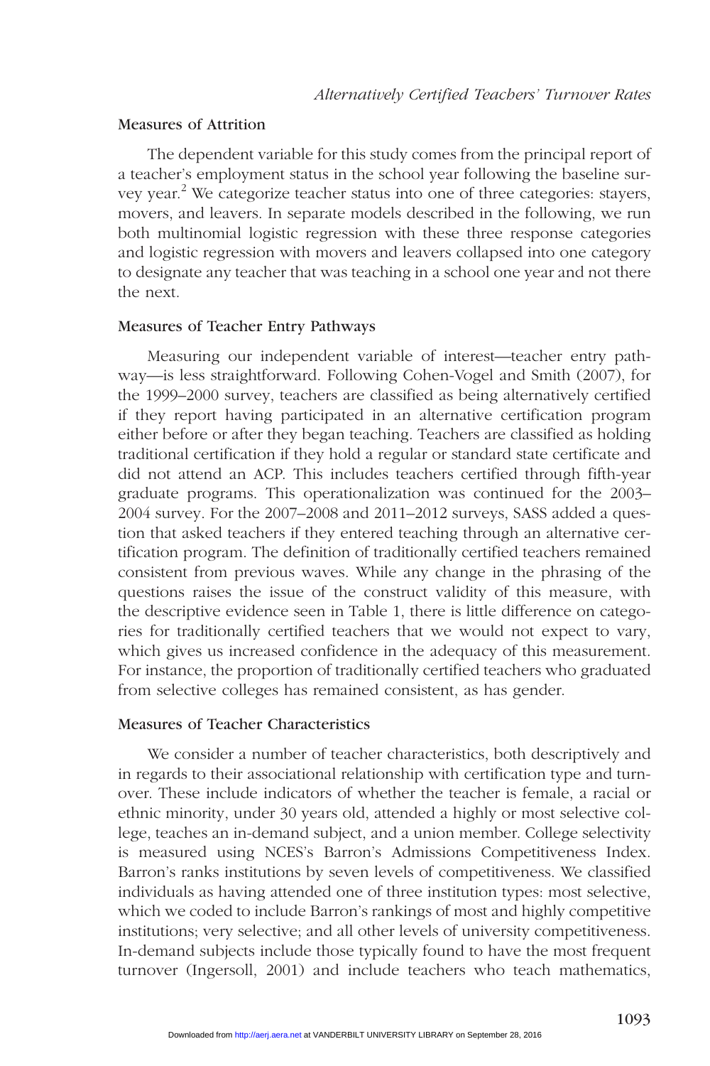### Measures of Attrition

The dependent variable for this study comes from the principal report of a teacher's employment status in the school year following the baseline survey year.[2] We categorize teacher status into one of three categories: stayers, movers, and leavers. In separate models described in the following, we run both multinomial logistic regression with these three response categories and logistic regression with movers and leavers collapsed into one category to designate any teacher that was teaching in a school one year and not there the next.

### Measures of Teacher Entry Pathways

Measuring our independent variable of interest—teacher entry pathway—is less straightforward. Following Cohen-Vogel and Smith (2007), for the 1999–2000 survey, teachers are classified as being alternatively certified if they report having participated in an alternative certification program either before or after they began teaching. Teachers are classified as holding traditional certification if they hold a regular or standard state certificate and did not attend an ACP. This includes teachers certified through fifth-year graduate programs. This operationalization was continued for the 2003–2004 survey. For the 2007–2008 and 2011–2012 surveys, SASS added a question that asked teachers if they entered teaching through an alternative certification program. The definition of traditionally certified teachers remained consistent from previous waves. While any change in the phrasing of the questions raises the issue of the construct validity of this measure, with the descriptive evidence seen in Table 1, there is little difference on categories for traditionally certified teachers that we would not expect to vary, which gives us increased confidence in the adequacy of this measurement. For instance, the proportion of traditionally certified teachers who graduated from selective colleges has remained consistent, as has gender.

### Measures of Teacher Characteristics

We consider a number of teacher characteristics, both descriptively and in regards to their associational relationship with certification type and turnover. These include indicators of whether the teacher is female, a racial or ethnic minority, under 30 years old, attended a highly or most selective college, teaches an in-demand subject, and a union member. College selectivity is measured using NCES's Barron's Admissions Competitiveness Index. Barron's ranks institutions by seven levels of competitiveness. We classified individuals as having attended one of three institution types: most selective, which we coded to include Barron's rankings of most and highly competitive institutions; very selective; and all other levels of university competitiveness. In-demand subjects include those typically found to have the most frequent turnover (Ingersoll, 2001) and include teachers who teach mathematics,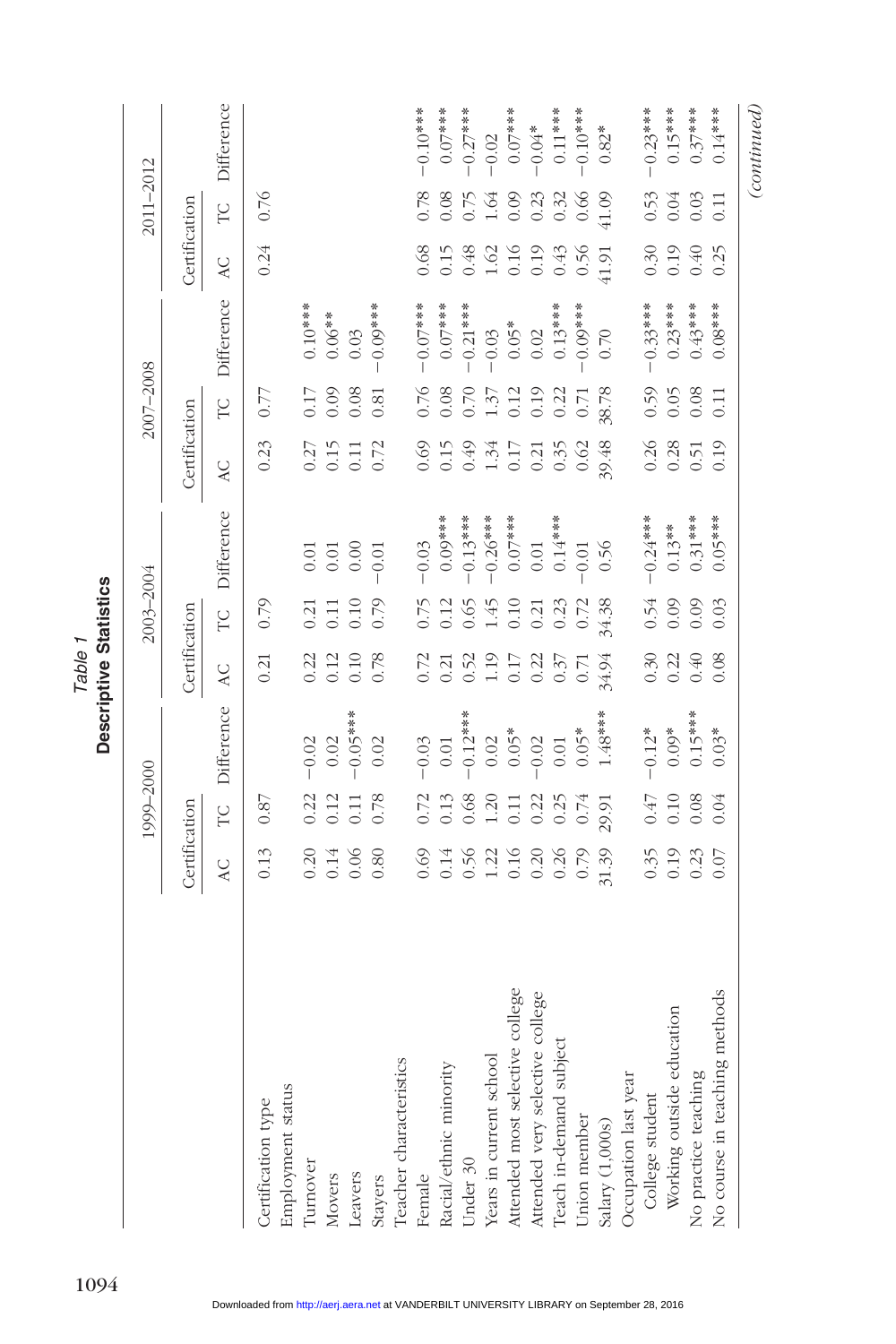*Table 1*

**Descriptive Statistics**

| | 1999–2000 | | | 2003–2004 | | | 2007–2008 | | | 2011–2012 | | |
|---|---|---|---|---|---|---|---|---|---|---|---|---|
| | Certification | | | Certification | | | Certification | | | Certification | | |
| | AC | TC | Difference | AC | TC | Difference | AC | TC | Difference | AC | TC | Difference |
| Certification type | 0.13 | 0.87 | | 0.21 | 0.79 | | 0.23 | 0.77 | | 0.24 | 0.76 | |
| Employment status | | | | | | | | | | | | |
| Turnover | 0.20 | 0.22 | −0.02 | 0.22 | 0.21 | 0.01 | 0.27 | 0.17 | 0.10*** | | | |
| Movers | 0.14 | 0.12 | 0.02 | 0.12 | 0.11 | 0.01 | 0.15 | 0.09 | 0.06** | | | |
| Leavers | 0.06 | 0.11 | −0.05*** | 0.10 | 0.10 | 0.00 | 0.11 | 0.08 | 0.03 | | | |
| Stayers | 0.80 | 0.78 | 0.02 | 0.78 | 0.79 | −0.01 | 0.72 | 0.81 | −0.09*** | | | |
| Teacher characteristics | | | | | | | | | | | | |
| Female | 0.69 | 0.72 | −0.03 | 0.72 | 0.75 | −0.03 | 0.69 | 0.76 | −0.07*** | 0.68 | 0.78 | −0.10*** |
| Racial/ethnic minority | 0.14 | 0.13 | 0.01 | 0.21 | 0.12 | 0.09*** | 0.15 | 0.08 | 0.07*** | 0.15 | 0.08 | 0.07*** |
| Under 30 | 0.56 | 0.68 | −0.12*** | 0.52 | 0.65 | −0.13*** | 0.49 | 0.70 | −0.21*** | 0.48 | 0.75 | −0.27*** |
| Years in current school | 1.22 | 1.20 | 0.02 | 1.19 | 1.45 | −0.26*** | 1.34 | 1.37 | −0.03 | 1.62 | 1.64 | −0.02 |
| Attended most selective college | 0.16 | 0.11 | 0.05* | 0.17 | 0.10 | 0.07*** | 0.17 | 0.12 | 0.05* | 0.16 | 0.09 | 0.07*** |
| Attended very selective college | 0.20 | 0.22 | −0.02 | 0.22 | 0.21 | 0.01 | 0.21 | 0.19 | 0.02 | 0.19 | 0.23 | −0.04* |
| Teach in-demand subject | 0.26 | 0.25 | 0.01 | 0.37 | 0.23 | 0.14*** | 0.35 | 0.22 | 0.13*** | 0.43 | 0.32 | 0.11*** |
| Union member | 0.79 | 0.74 | 0.05* | 0.71 | 0.72 | −0.01 | 0.62 | 0.71 | −0.09*** | 0.56 | 0.66 | −0.10*** |
| Salary (1,000s) | 31.39 | 29.91 | 1.48*** | 34.94 | 34.38 | 0.56 | 39.48 | 38.78 | 0.70 | 41.91 | 41.09 | 0.82* |
| Occupation last year | | | | | | | | | | | | |
| College student | 0.35 | 0.47 | −0.12* | 0.30 | 0.54 | −0.24*** | 0.26 | 0.59 | −0.33*** | 0.30 | 0.53 | −0.23*** |
| Working outside education | 0.19 | 0.10 | 0.09* | 0.22 | 0.09 | 0.13** | 0.28 | 0.05 | 0.23*** | 0.19 | 0.04 | 0.15*** |
| No practice teaching | 0.23 | 0.08 | 0.15*** | 0.40 | 0.09 | 0.31*** | 0.51 | 0.08 | 0.43*** | 0.40 | 0.03 | 0.37*** |
| No course in teaching methods | 0.07 | 0.04 | 0.03* | 0.08 | 0.03 | 0.05*** | 0.19 | 0.11 | 0.08*** | 0.25 | 0.11 | 0.14*** |

*(continued)*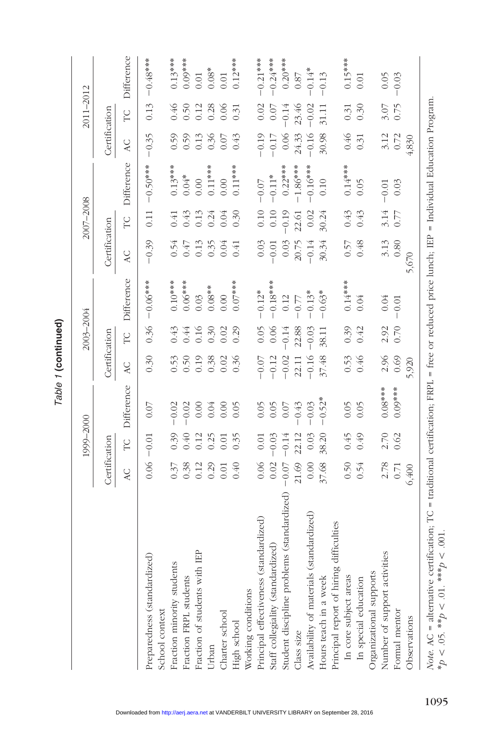*Table 1* **(continued)**

| | 1999–2000 | | | 2003–2004 | | | 2007–2008 | | | 2011–2012 | | |
|---|---|---|---|---|---|---|---|---|---|---|---|---|
| | Certification | | | Certification | | | Certification | | | Certification | | |
| | AC | TC | Difference | AC | TC | Difference | AC | TC | Difference | AC | TC | Difference |
| Preparedness (standardized) | 0.06 | −0.01 | 0.07 | 0.30 | 0.36 | −0.06*** | −0.39 | 0.11 | −0.50*** | −0.35 | 0.13 | −0.48*** |
| School context | | | | | | | | | | | | |
| Fraction minority students | 0.37 | 0.39 | −0.02 | 0.53 | 0.43 | 0.10*** | 0.54 | 0.41 | 0.13*** | 0.59 | 0.46 | 0.13*** |
| Fraction FRPL students | 0.38 | 0.40 | −0.02 | 0.50 | 0.44 | 0.06*** | 0.47 | 0.43 | 0.04* | 0.59 | 0.50 | 0.09*** |
| Fraction of students with IEP | 0.12 | 0.12 | 0.00 | 0.19 | 0.16 | 0.03 | 0.13 | 0.13 | 0.00 | 0.13 | 0.12 | 0.01 |
| Urban | 0.29 | 0.25 | 0.04 | 0.38 | 0.30 | 0.08** | 0.35 | 0.24 | 0.11*** | 0.36 | 0.28 | 0.08* |
| Charter school | 0.01 | 0.01 | 0.00 | 0.02 | 0.02 | 0.00 | 0.04 | 0.04 | 0.00 | 0.07 | 0.06 | 0.01 |
| High school | 0.40 | 0.35 | 0.05 | 0.36 | 0.29 | 0.07*** | 0.41 | 0.30 | 0.11*** | 0.43 | 0.31 | 0.12*** |
| Working conditions | | | | | | | | | | | | |
| Principal effectiveness (standardized) | 0.06 | 0.01 | 0.05 | −0.07 | 0.05 | −0.12* | 0.03 | 0.10 | −0.07 | −0.19 | 0.02 | −0.21*** |
| Staff collegiality (standardized) | 0.02 | −0.03 | 0.05 | −0.12 | 0.06 | −0.18*** | −0.01 | 0.10 | −0.11* | −0.17 | 0.07 | −0.24*** |
| Student discipline problems (standardized) | −0.07 | −0.14 | 0.07 | −0.02 | −0.14 | 0.12 | 0.03 | −0.19 | 0.22*** | 0.06 | −0.14 | 0.20*** |
| Class size | 21.69 | 22.12 | −0.43 | 22.11 | 22.88 | −0.77 | 20.75 | 22.61 | −1.86*** | 24.33 | 23.46 | 0.87 |
| Availability of materials (standardized) | 0.00 | 0.03 | −0.03 | −0.16 | −0.03 | −0.13* | −0.14 | 0.02 | −0.16*** | −0.16 | −0.02 | −0.14* |
| Hours teach in a week | 37.68 | 38.20 | −0.52* | 37.48 | 38.11 | −0.63* | 30.34 | 30.24 | 0.10 | 30.98 | 31.11 | −0.13 |
| Principal report of hiring difficulties | | | | | | | | | | | | |
| In core subject areas | 0.50 | 0.45 | 0.05 | 0.53 | 0.39 | 0.14*** | 0.57 | 0.43 | 0.14*** | 0.46 | 0.31 | 0.15*** |
| In special education | 0.54 | 0.49 | 0.05 | 0.46 | 0.42 | 0.04 | 0.48 | 0.43 | 0.05 | 0.31 | 0.30 | 0.01 |
| Organizational supports | | | | | | | | | | | | |
| Number of support activities | 2.78 | 2.70 | 0.08*** | 2.96 | 2.92 | 0.04 | 3.13 | 3.14 | −0.01 | 3.12 | 3.07 | 0.05 |
| Formal mentor | 0.71 | 0.62 | 0.09*** | 0.69 | 0.70 | −0.01 | 0.80 | 0.77 | 0.03 | 0.72 | 0.75 | −0.03 |
| Observations | 6,400 | | | 5,920 | | | 5,670 | | | 4,830 | | |

*Note.* AC = alternative certification; TC = traditional certification; FRPL = free or reduced price lunch; IEP = Individual Education Program.
\*$p < .05$. \*\*$p < .01$. \*\*\*$p < .001$.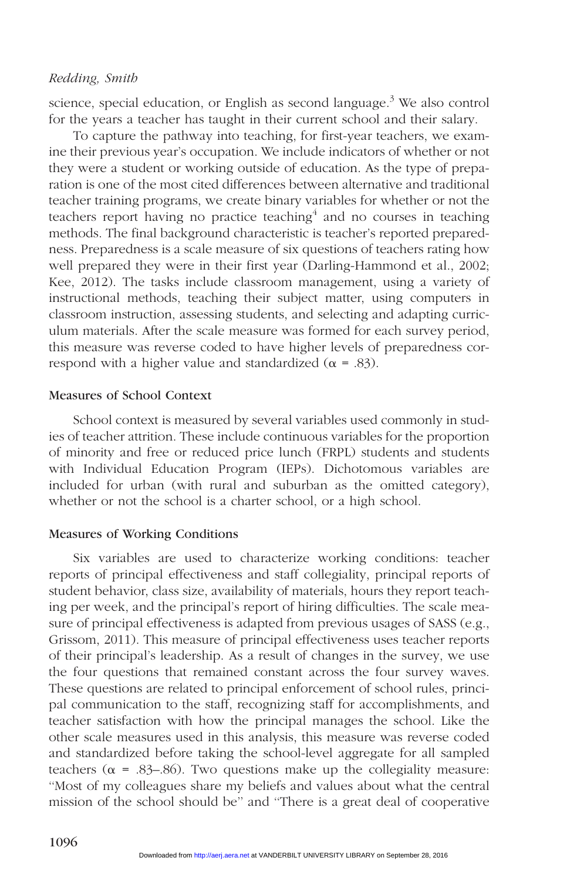science, special education, or English as second language.[3] We also control for the years a teacher has taught in their current school and their salary.

To capture the pathway into teaching, for first-year teachers, we examine their previous year's occupation. We include indicators of whether or not they were a student or working outside of education. As the type of preparation is one of the most cited differences between alternative and traditional teacher training programs, we create binary variables for whether or not the teachers report having no practice teaching[4] and no courses in teaching methods. The final background characteristic is teacher's reported preparedness. Preparedness is a scale measure of six questions of teachers rating how well prepared they were in their first year (Darling-Hammond et al., 2002; Kee, 2012). The tasks include classroom management, using a variety of instructional methods, teaching their subject matter, using computers in classroom instruction, assessing students, and selecting and adapting curriculum materials. After the scale measure was formed for each survey period, this measure was reverse coded to have higher levels of preparedness correspond with a higher value and standardized ($\alpha$ = .83).

### Measures of School Context

School context is measured by several variables used commonly in studies of teacher attrition. These include continuous variables for the proportion of minority and free or reduced price lunch (FRPL) students and students with Individual Education Program (IEPs). Dichotomous variables are included for urban (with rural and suburban as the omitted category), whether or not the school is a charter school, or a high school.

### Measures of Working Conditions

Six variables are used to characterize working conditions: teacher reports of principal effectiveness and staff collegiality, principal reports of student behavior, class size, availability of materials, hours they report teaching per week, and the principal's report of hiring difficulties. The scale measure of principal effectiveness is adapted from previous usages of SASS (e.g., Grissom, 2011). This measure of principal effectiveness uses teacher reports of their principal's leadership. As a result of changes in the survey, we use the four questions that remained constant across the four survey waves. These questions are related to principal enforcement of school rules, principal communication to the staff, recognizing staff for accomplishments, and teacher satisfaction with how the principal manages the school. Like the other scale measures used in this analysis, this measure was reverse coded and standardized before taking the school-level aggregate for all sampled teachers ($\alpha$ = .83–.86). Two questions make up the collegiality measure: "Most of my colleagues share my beliefs and values about what the central mission of the school should be" and "There is a great deal of cooperative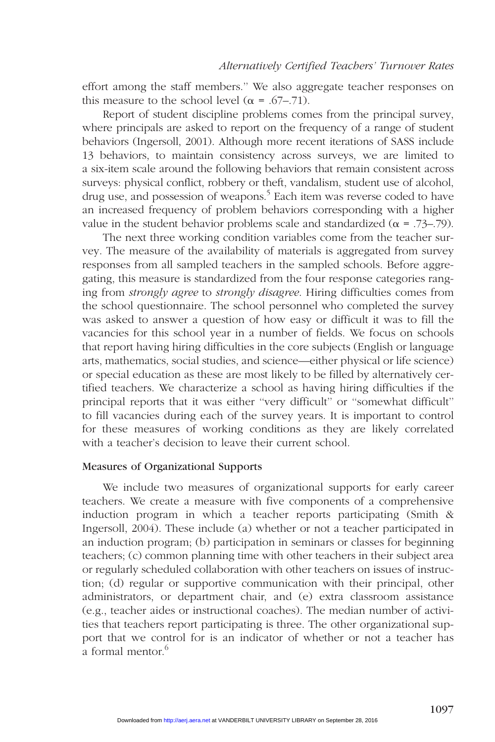effort among the staff members." We also aggregate teacher responses on this measure to the school level ($\alpha$ = .67–.71).

Report of student discipline problems comes from the principal survey, where principals are asked to report on the frequency of a range of student behaviors (Ingersoll, 2001). Although more recent iterations of SASS include 13 behaviors, to maintain consistency across surveys, we are limited to a six-item scale around the following behaviors that remain consistent across surveys: physical conflict, robbery or theft, vandalism, student use of alcohol, drug use, and possession of weapons.[5] Each item was reverse coded to have an increased frequency of problem behaviors corresponding with a higher value in the student behavior problems scale and standardized ($\alpha$ = .73–.79).

The next three working condition variables come from the teacher survey. The measure of the availability of materials is aggregated from survey responses from all sampled teachers in the sampled schools. Before aggregating, this measure is standardized from the four response categories ranging from *strongly agree* to *strongly disagree*. Hiring difficulties comes from the school questionnaire. The school personnel who completed the survey was asked to answer a question of how easy or difficult it was to fill the vacancies for this school year in a number of fields. We focus on schools that report having hiring difficulties in the core subjects (English or language arts, mathematics, social studies, and science—either physical or life science) or special education as these are most likely to be filled by alternatively certified teachers. We characterize a school as having hiring difficulties if the principal reports that it was either "very difficult" or "somewhat difficult" to fill vacancies during each of the survey years. It is important to control for these measures of working conditions as they are likely correlated with a teacher's decision to leave their current school.

### Measures of Organizational Supports

We include two measures of organizational supports for early career teachers. We create a measure with five components of a comprehensive induction program in which a teacher reports participating (Smith & Ingersoll, 2004). These include (a) whether or not a teacher participated in an induction program; (b) participation in seminars or classes for beginning teachers; (c) common planning time with other teachers in their subject area or regularly scheduled collaboration with other teachers on issues of instruction; (d) regular or supportive communication with their principal, other administrators, or department chair, and (e) extra classroom assistance (e.g., teacher aides or instructional coaches). The median number of activities that teachers report participating is three. The other organizational support that we control for is an indicator of whether or not a teacher has a formal mentor.[6]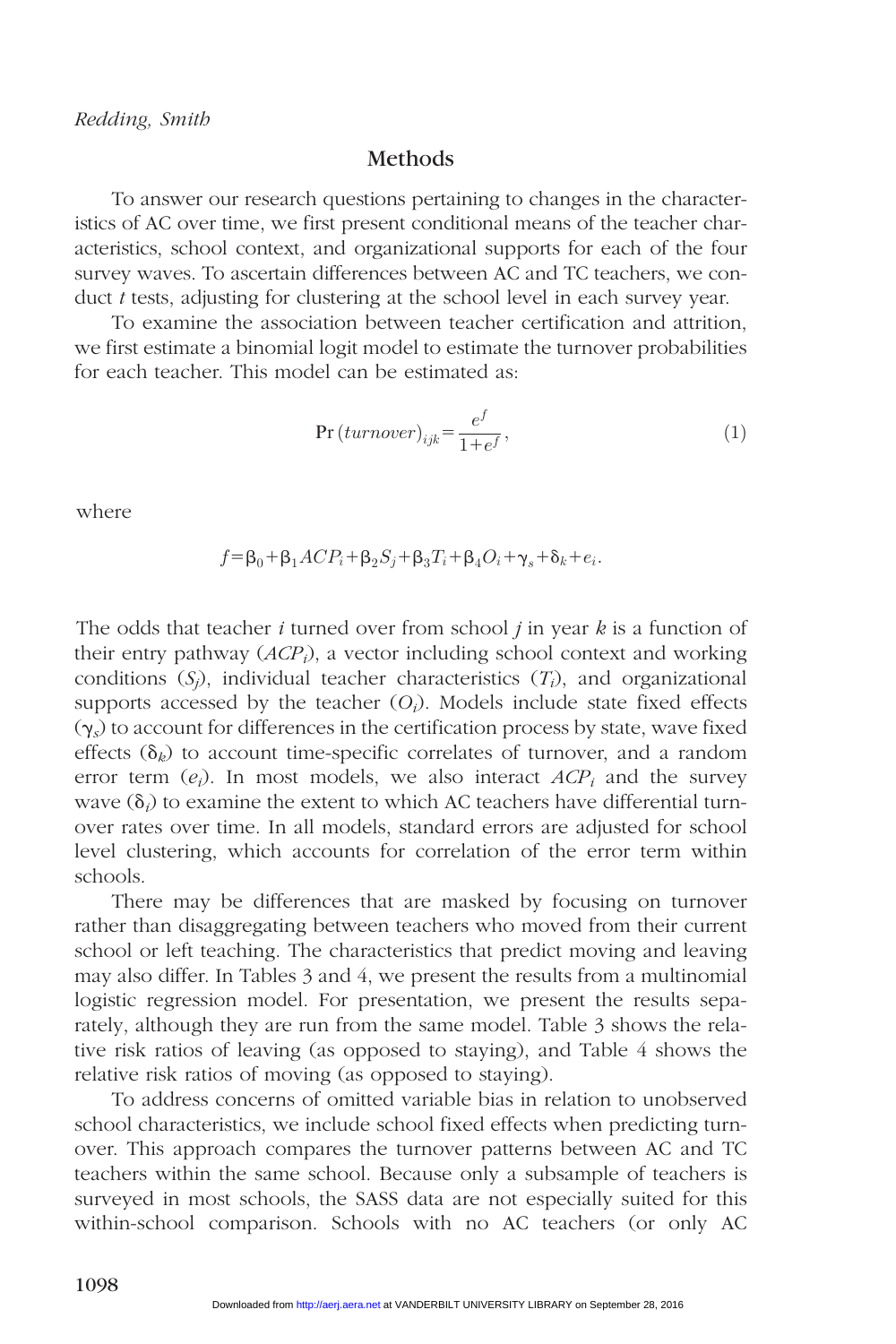## Methods

To answer our research questions pertaining to changes in the characteristics of AC over time, we first present conditional means of the teacher characteristics, school context, and organizational supports for each of the four survey waves. To ascertain differences between AC and TC teachers, we conduct *t* tests, adjusting for clustering at the school level in each survey year.

To examine the association between teacher certification and attrition, we first estimate a binomial logit model to estimate the turnover probabilities for each teacher. This model can be estimated as:

$$\Pr(turnover)_{ijk} = \frac{e^f}{1+e^f}, \tag{1}$$

where

$$f = \beta_0 + \beta_1 ACP_i + \beta_2 S_j + \beta_3 T_i + \beta_4 O_i + \gamma_s + \delta_k + e_i.$$

The odds that teacher *i* turned over from school *j* in year *k* is a function of their entry pathway ($ACP_i$), a vector including school context and working conditions ($S_j$), individual teacher characteristics ($T_i$), and organizational supports accessed by the teacher ($O_i$). Models include state fixed effects ($\gamma_s$) to account for differences in the certification process by state, wave fixed effects ($\delta_k$) to account time-specific correlates of turnover, and a random error term ($e_i$). In most models, we also interact $ACP_i$ and the survey wave ($\delta_i$) to examine the extent to which AC teachers have differential turnover rates over time. In all models, standard errors are adjusted for school level clustering, which accounts for correlation of the error term within schools.

There may be differences that are masked by focusing on turnover rather than disaggregating between teachers who moved from their current school or left teaching. The characteristics that predict moving and leaving may also differ. In Tables 3 and 4, we present the results from a multinomial logistic regression model. For presentation, we present the results separately, although they are run from the same model. Table 3 shows the relative risk ratios of leaving (as opposed to staying), and Table 4 shows the relative risk ratios of moving (as opposed to staying).

To address concerns of omitted variable bias in relation to unobserved school characteristics, we include school fixed effects when predicting turnover. This approach compares the turnover patterns between AC and TC teachers within the same school. Because only a subsample of teachers is surveyed in most schools, the SASS data are not especially suited for this within-school comparison. Schools with no AC teachers (or only AC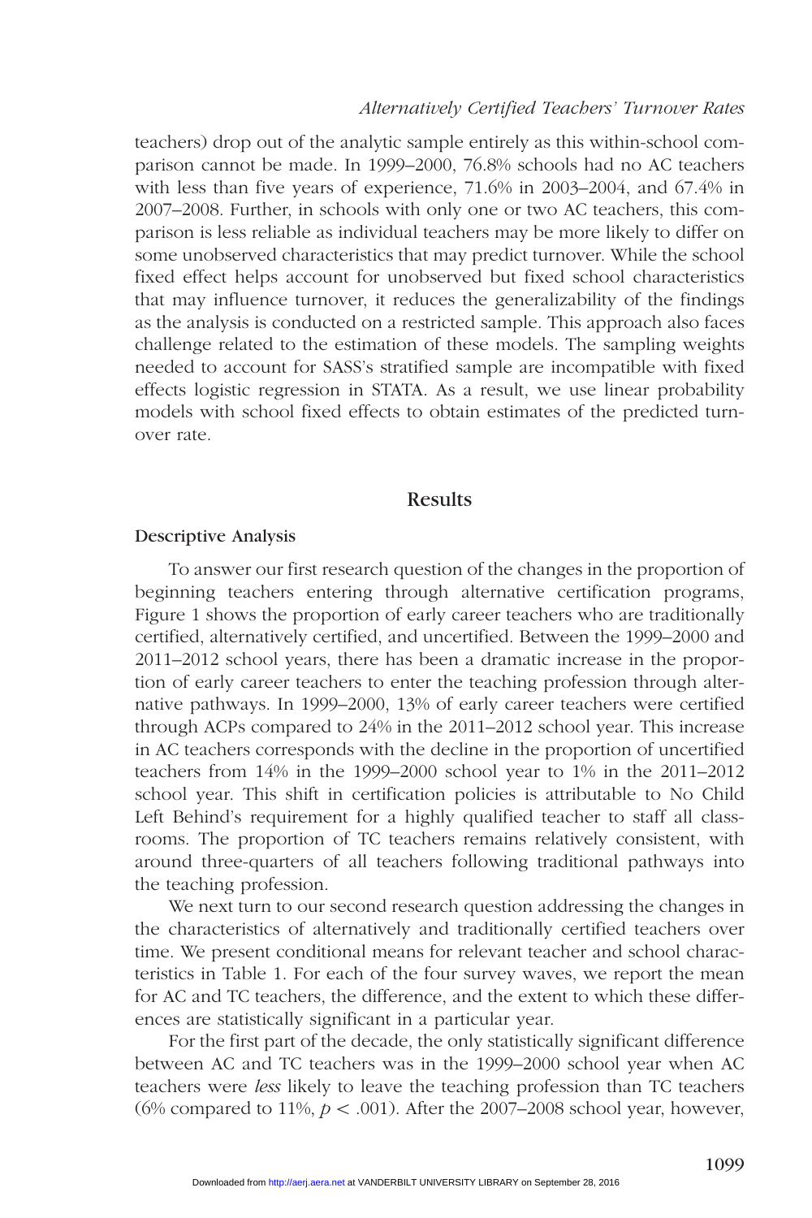teachers) drop out of the analytic sample entirely as this within-school comparison cannot be made. In 1999–2000, 76.8% schools had no AC teachers with less than five years of experience, 71.6% in 2003–2004, and 67.4% in 2007–2008. Further, in schools with only one or two AC teachers, this comparison is less reliable as individual teachers may be more likely to differ on some unobserved characteristics that may predict turnover. While the school fixed effect helps account for unobserved but fixed school characteristics that may influence turnover, it reduces the generalizability of the findings as the analysis is conducted on a restricted sample. This approach also faces challenge related to the estimation of these models. The sampling weights needed to account for SASS's stratified sample are incompatible with fixed effects logistic regression in STATA. As a result, we use linear probability models with school fixed effects to obtain estimates of the predicted turnover rate.

## Results

### Descriptive Analysis

To answer our first research question of the changes in the proportion of beginning teachers entering through alternative certification programs, Figure 1 shows the proportion of early career teachers who are traditionally certified, alternatively certified, and uncertified. Between the 1999–2000 and 2011–2012 school years, there has been a dramatic increase in the proportion of early career teachers to enter the teaching profession through alternative pathways. In 1999–2000, 13% of early career teachers were certified through ACPs compared to 24% in the 2011–2012 school year. This increase in AC teachers corresponds with the decline in the proportion of uncertified teachers from 14% in the 1999–2000 school year to 1% in the 2011–2012 school year. This shift in certification policies is attributable to No Child Left Behind's requirement for a highly qualified teacher to staff all classrooms. The proportion of TC teachers remains relatively consistent, with around three-quarters of all teachers following traditional pathways into the teaching profession.

We next turn to our second research question addressing the changes in the characteristics of alternatively and traditionally certified teachers over time. We present conditional means for relevant teacher and school characteristics in Table 1. For each of the four survey waves, we report the mean for AC and TC teachers, the difference, and the extent to which these differences are statistically significant in a particular year.

For the first part of the decade, the only statistically significant difference between AC and TC teachers was in the 1999–2000 school year when AC teachers were *less* likely to leave the teaching profession than TC teachers (6% compared to 11%, $p < .001$). After the 2007–2008 school year, however,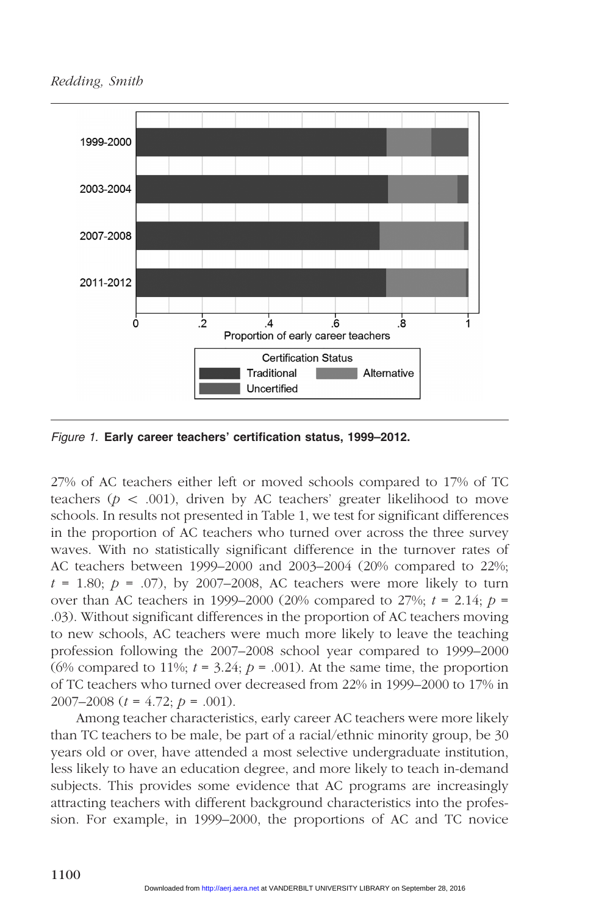Figure 1. **Early career teachers' certification status, 1999–2012.**

27% of AC teachers either left or moved schools compared to 17% of TC teachers ($p < .001$), driven by AC teachers' greater likelihood to move schools. In results not presented in Table 1, we test for significant differences in the proportion of AC teachers who turned over across the three survey waves. With no statistically significant difference in the turnover rates of AC teachers between 1999–2000 and 2003–2004 (20% compared to 22%; $t = 1.80$; $p = .07$), by 2007–2008, AC teachers were more likely to turn over than AC teachers in 1999–2000 (20% compared to 27%; $t = 2.14$; $p = .03$). Without significant differences in the proportion of AC teachers moving to new schools, AC teachers were much more likely to leave the teaching profession following the 2007–2008 school year compared to 1999–2000 (6% compared to 11%; $t = 3.24$; $p = .001$). At the same time, the proportion of TC teachers who turned over decreased from 22% in 1999–2000 to 17% in 2007–2008 ($t = 4.72$; $p = .001$).

Among teacher characteristics, early career AC teachers were more likely than TC teachers to be male, be part of a racial/ethnic minority group, be 30 years old or over, have attended a most selective undergraduate institution, less likely to have an education degree, and more likely to teach in-demand subjects. This provides some evidence that AC programs are increasingly attracting teachers with different background characteristics into the profession. For example, in 1999–2000, the proportions of AC and TC novice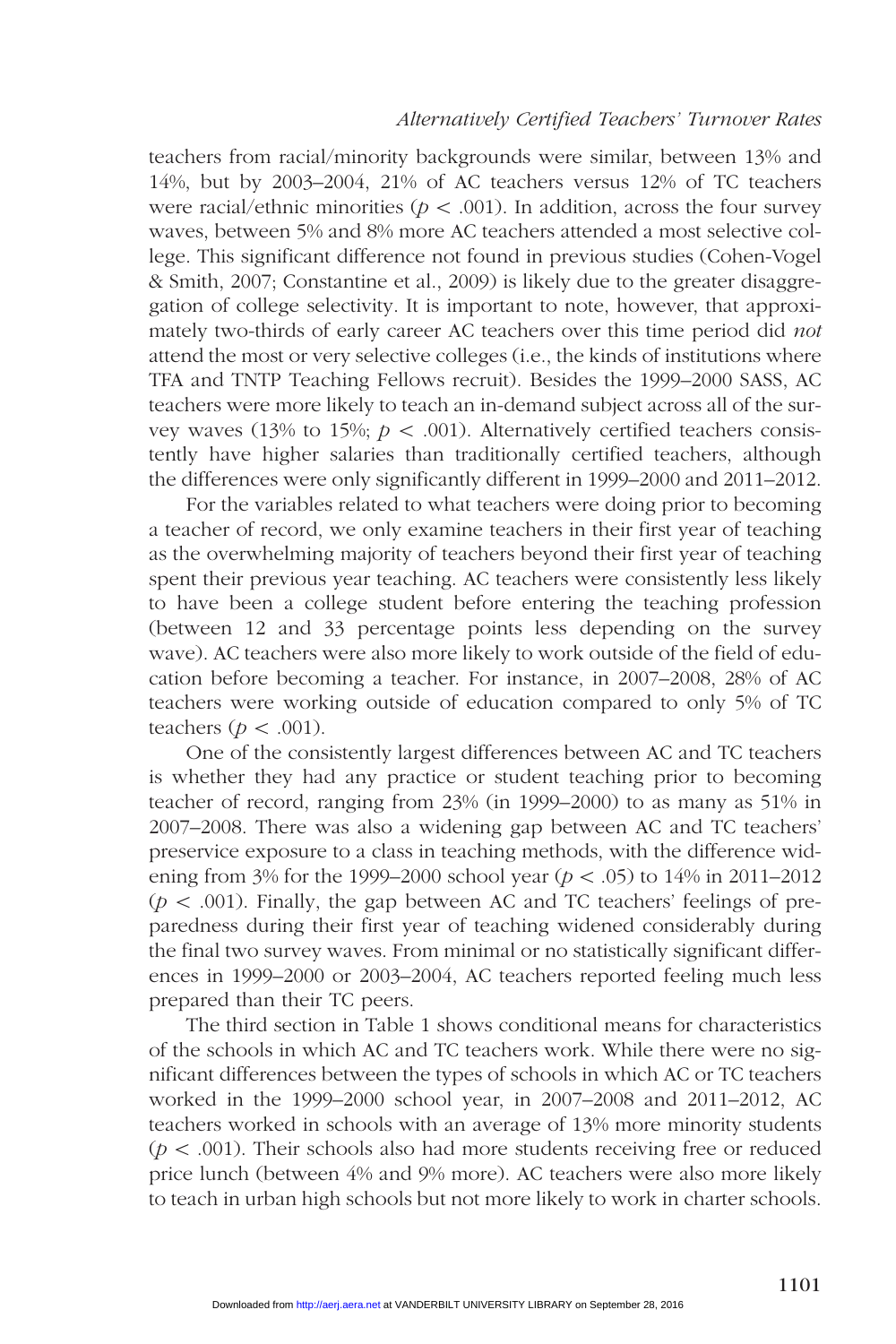teachers from racial/minority backgrounds were similar, between 13% and 14%, but by 2003–2004, 21% of AC teachers versus 12% of TC teachers were racial/ethnic minorities ($p < .001$). In addition, across the four survey waves, between 5% and 8% more AC teachers attended a most selective college. This significant difference not found in previous studies (Cohen-Vogel & Smith, 2007; Constantine et al., 2009) is likely due to the greater disaggregation of college selectivity. It is important to note, however, that approximately two-thirds of early career AC teachers over this time period did *not* attend the most or very selective colleges (i.e., the kinds of institutions where TFA and TNTP Teaching Fellows recruit). Besides the 1999–2000 SASS, AC teachers were more likely to teach an in-demand subject across all of the survey waves (13% to 15%; $p < .001$). Alternatively certified teachers consistently have higher salaries than traditionally certified teachers, although the differences were only significantly different in 1999–2000 and 2011–2012.

For the variables related to what teachers were doing prior to becoming a teacher of record, we only examine teachers in their first year of teaching as the overwhelming majority of teachers beyond their first year of teaching spent their previous year teaching. AC teachers were consistently less likely to have been a college student before entering the teaching profession (between 12 and 33 percentage points less depending on the survey wave). AC teachers were also more likely to work outside of the field of education before becoming a teacher. For instance, in 2007–2008, 28% of AC teachers were working outside of education compared to only 5% of TC teachers ($p < .001$).

One of the consistently largest differences between AC and TC teachers is whether they had any practice or student teaching prior to becoming teacher of record, ranging from 23% (in 1999–2000) to as many as 51% in 2007–2008. There was also a widening gap between AC and TC teachers' preservice exposure to a class in teaching methods, with the difference widening from 3% for the 1999–2000 school year ($p < .05$) to 14% in 2011–2012 ($p < .001$). Finally, the gap between AC and TC teachers' feelings of preparedness during their first year of teaching widened considerably during the final two survey waves. From minimal or no statistically significant differences in 1999–2000 or 2003–2004, AC teachers reported feeling much less prepared than their TC peers.

The third section in Table 1 shows conditional means for characteristics of the schools in which AC and TC teachers work. While there were no significant differences between the types of schools in which AC or TC teachers worked in the 1999–2000 school year, in 2007–2008 and 2011–2012, AC teachers worked in schools with an average of 13% more minority students ($p < .001$). Their schools also had more students receiving free or reduced price lunch (between 4% and 9% more). AC teachers were also more likely to teach in urban high schools but not more likely to work in charter schools.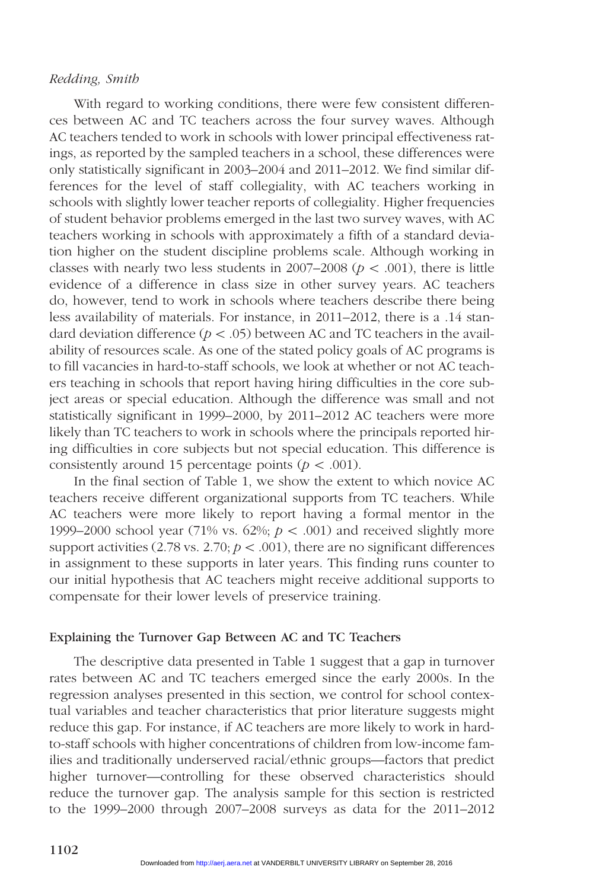With regard to working conditions, there were few consistent differences between AC and TC teachers across the four survey waves. Although AC teachers tended to work in schools with lower principal effectiveness ratings, as reported by the sampled teachers in a school, these differences were only statistically significant in 2003–2004 and 2011–2012. We find similar differences for the level of staff collegiality, with AC teachers working in schools with slightly lower teacher reports of collegiality. Higher frequencies of student behavior problems emerged in the last two survey waves, with AC teachers working in schools with approximately a fifth of a standard deviation higher on the student discipline problems scale. Although working in classes with nearly two less students in 2007–2008 ($p < .001$), there is little evidence of a difference in class size in other survey years. AC teachers do, however, tend to work in schools where teachers describe there being less availability of materials. For instance, in 2011–2012, there is a .14 standard deviation difference ($p < .05$) between AC and TC teachers in the availability of resources scale. As one of the stated policy goals of AC programs is to fill vacancies in hard-to-staff schools, we look at whether or not AC teachers teaching in schools that report having hiring difficulties in the core subject areas or special education. Although the difference was small and not statistically significant in 1999–2000, by 2011–2012 AC teachers were more likely than TC teachers to work in schools where the principals reported hiring difficulties in core subjects but not special education. This difference is consistently around 15 percentage points ($p < .001$).

In the final section of Table 1, we show the extent to which novice AC teachers receive different organizational supports from TC teachers. While AC teachers were more likely to report having a formal mentor in the 1999–2000 school year (71% vs. 62%; $p < .001$) and received slightly more support activities (2.78 vs. 2.70; $p < .001$), there are no significant differences in assignment to these supports in later years. This finding runs counter to our initial hypothesis that AC teachers might receive additional supports to compensate for their lower levels of preservice training.

### Explaining the Turnover Gap Between AC and TC Teachers

The descriptive data presented in Table 1 suggest that a gap in turnover rates between AC and TC teachers emerged since the early 2000s. In the regression analyses presented in this section, we control for school contextual variables and teacher characteristics that prior literature suggests might reduce this gap. For instance, if AC teachers are more likely to work in hard-to-staff schools with higher concentrations of children from low-income families and traditionally underserved racial/ethnic groups—factors that predict higher turnover—controlling for these observed characteristics should reduce the turnover gap. The analysis sample for this section is restricted to the 1999–2000 through 2007–2008 surveys as data for the 2011–2012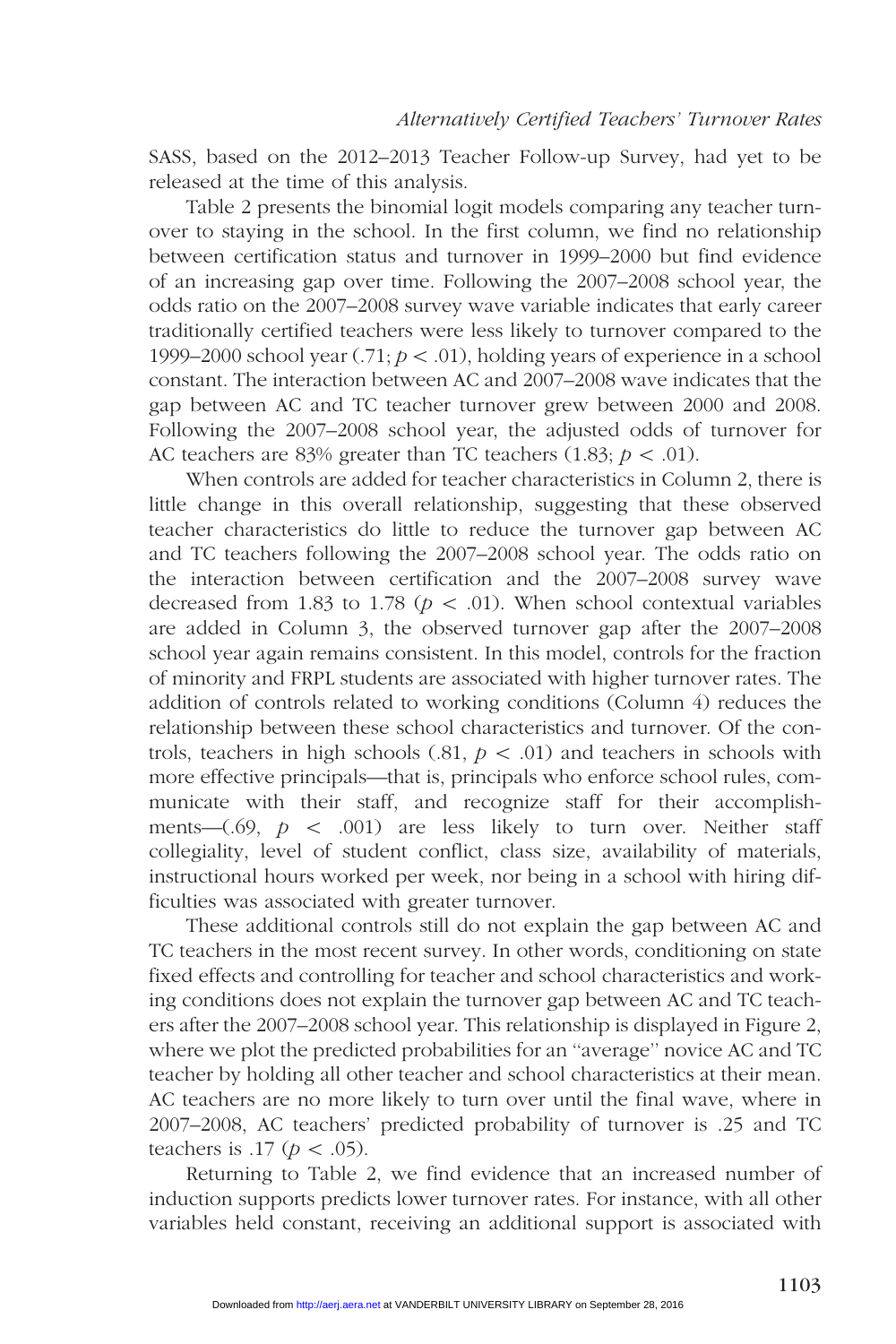SASS, based on the 2012–2013 Teacher Follow-up Survey, had yet to be released at the time of this analysis.

Table 2 presents the binomial logit models comparing any teacher turnover to staying in the school. In the first column, we find no relationship between certification status and turnover in 1999–2000 but find evidence of an increasing gap over time. Following the 2007–2008 school year, the odds ratio on the 2007–2008 survey wave variable indicates that early career traditionally certified teachers were less likely to turnover compared to the 1999–2000 school year (.71; $p < .01$), holding years of experience in a school constant. The interaction between AC and 2007–2008 wave indicates that the gap between AC and TC teacher turnover grew between 2000 and 2008. Following the 2007–2008 school year, the adjusted odds of turnover for AC teachers are 83% greater than TC teachers (1.83; $p < .01$).

When controls are added for teacher characteristics in Column 2, there is little change in this overall relationship, suggesting that these observed teacher characteristics do little to reduce the turnover gap between AC and TC teachers following the 2007–2008 school year. The odds ratio on the interaction between certification and the 2007–2008 survey wave decreased from 1.83 to 1.78 ($p < .01$). When school contextual variables are added in Column 3, the observed turnover gap after the 2007–2008 school year again remains consistent. In this model, controls for the fraction of minority and FRPL students are associated with higher turnover rates. The addition of controls related to working conditions (Column 4) reduces the relationship between these school characteristics and turnover. Of the controls, teachers in high schools (.81, $p < .01$) and teachers in schools with more effective principals—that is, principals who enforce school rules, communicate with their staff, and recognize staff for their accomplishments—(.69, $p < .001$) are less likely to turn over. Neither staff collegiality, level of student conflict, class size, availability of materials, instructional hours worked per week, nor being in a school with hiring difficulties was associated with greater turnover.

These additional controls still do not explain the gap between AC and TC teachers in the most recent survey. In other words, conditioning on state fixed effects and controlling for teacher and school characteristics and working conditions does not explain the turnover gap between AC and TC teachers after the 2007–2008 school year. This relationship is displayed in Figure 2, where we plot the predicted probabilities for an ''average'' novice AC and TC teacher by holding all other teacher and school characteristics at their mean. AC teachers are no more likely to turn over until the final wave, where in 2007–2008, AC teachers' predicted probability of turnover is .25 and TC teachers is .17 ($p < .05$).

Returning to Table 2, we find evidence that an increased number of induction supports predicts lower turnover rates. For instance, with all other variables held constant, receiving an additional support is associated with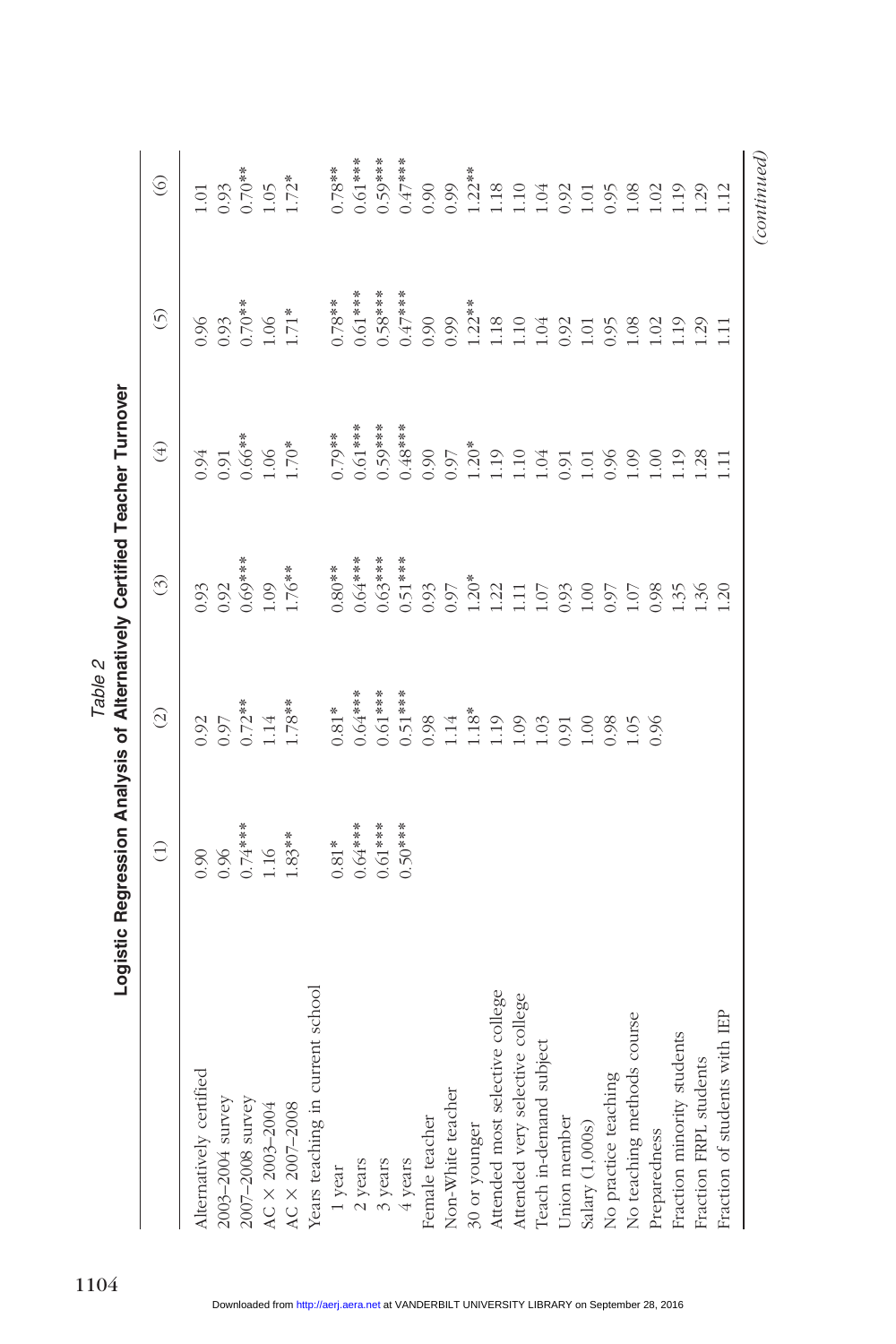*Table 2*

**Logistic Regression Analysis of Alternatively Certified Teacher Turnover**

| | (1) | (2) | (3) | (4) | (5) | (6) |
|---|---|---|---|---|---|---|
| Alternatively certified | 0.90 | 0.92 | 0.93 | 0.94 | 0.96 | 1.01 |
| 2003–2004 survey | 0.96 | 0.97 | 0.92 | 0.91 | 0.93 | 0.93 |
| 2007–2008 survey | 0.74*** | 0.72** | 0.69*** | 0.66** | 0.70** | 0.70** |
| AC × 2003–2004 | 1.16 | 1.14 | 1.09 | 1.06 | 1.06 | 1.05 |
| AC × 2007–2008 | 1.83** | 1.78** | 1.76** | 1.70* | 1.71* | 1.72* |
| Years teaching in current school | | | | | | |
| 1 year | 0.81* | 0.81* | 0.80** | 0.79** | 0.78** | 0.78** |
| 2 years | 0.64*** | 0.64*** | 0.64*** | 0.61*** | 0.61*** | 0.61*** |
| 3 years | 0.61*** | 0.61*** | 0.63*** | 0.59*** | 0.58*** | 0.59*** |
| 4 years | 0.50*** | 0.51*** | 0.51*** | 0.48*** | 0.47*** | 0.47*** |
| Female teacher | | 0.98 | 0.93 | 0.90 | 0.90 | 0.90 |
| Non-White teacher | | 1.14 | 0.97 | 0.97 | 0.99 | 0.99 |
| 30 or younger | | 1.18* | 1.20* | 1.20* | 1.22** | 1.22** |
| Attended most selective college | | 1.19 | 1.22 | 1.19 | 1.18 | 1.18 |
| Attended very selective college | | 1.09 | 1.11 | 1.10 | 1.10 | 1.10 |
| Teach in-demand subject | | 1.03 | 1.07 | 1.04 | 1.04 | 1.04 |
| Union member | | 0.91 | 0.93 | 0.91 | 0.92 | 0.92 |
| Salary (1,000s) | | 1.00 | 1.00 | 1.01 | 1.01 | 1.01 |
| No practice teaching | | 0.98 | 0.97 | 0.96 | 0.95 | 0.95 |
| No teaching methods course | | 1.05 | 1.07 | 1.09 | 1.08 | 1.08 |
| Preparedness | | 0.96 | 0.98 | 1.00 | 1.02 | 1.02 |
| Fraction minority students | | | 1.35 | 1.19 | 1.19 | 1.19 |
| Fraction FRPL students | | | 1.36 | 1.28 | 1.29 | 1.29 |
| Fraction of students with IEP | | | 1.20 | 1.11 | 1.11 | 1.12 |

*(continued)*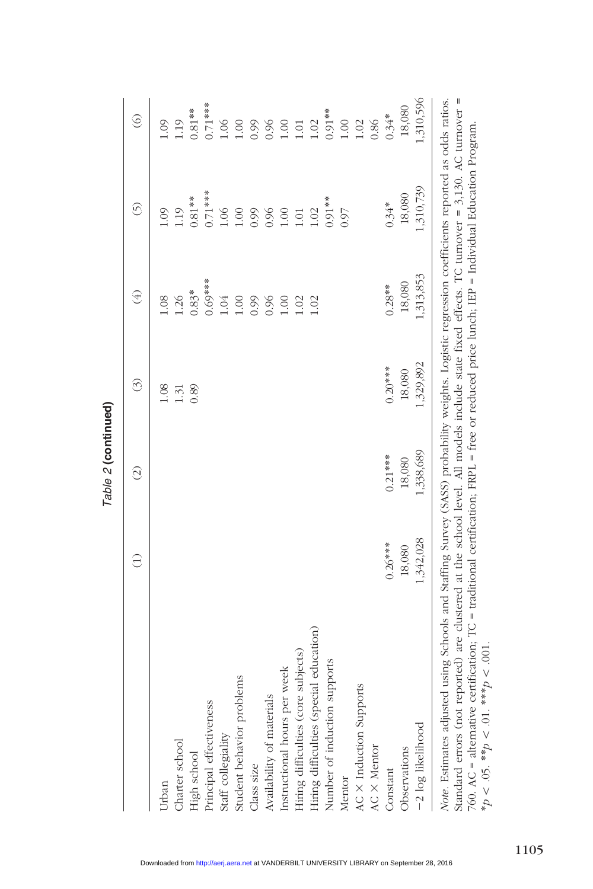*Table 2* **(continued)**

| | (1) | (2) | (3) | (4) | (5) | (6) |
|---|---|---|---|---|---|---|
| Urban | | | 1.08 | 1.08 | 1.09 | 1.09 |
| Charter school | | | 1.31 | 1.26 | 1.19 | 1.19 |
| High school | | | 0.89 | 0.83* | 0.81** | 0.81** |
| Principal effectiveness | | | | 0.69*** | 0.71*** | 0.71*** |
| Staff collegiality | | | | 1.04 | 1.06 | 1.06 |
| Student behavior problems | | | | 1.00 | 1.00 | 1.00 |
| Class size | | | | 0.99 | 0.99 | 0.99 |
| Availability of materials | | | | 0.96 | 0.96 | 0.96 |
| Instructional hours per week | | | | 1.00 | 1.00 | 1.00 |
| Hiring difficulties (core subjects) | | | | 1.02 | 1.01 | 1.01 |
| Hiring difficulties (special education) | | | | 1.02 | 1.02 | 1.02 |
| Number of induction supports | | | | | 0.91** | 0.91** |
| Mentor | | | | | 0.97 | 1.00 |
| AC × Induction Supports | | | | | | 1.02 |
| AC × Mentor | | | | | | 0.86 |
| Constant | 0.26*** | 0.21*** | 0.20*** | 0.28** | 0.34* | 0.34* |
| Observations | 18,080 | 18,080 | 18,080 | 18,080 | 18,080 | 18,080 |
| −2 log likelihood | 1,342,028 | 1,338,689 | 1,329,892 | 1,313,853 | 1,310,739 | 1,310,596 |

*Note*. Estimates adjusted using Schools and Staffing Survey (SASS) probability weights. Logistic regression coefficients reported as odds ratios. Standard errors (not reported) are clustered at the school level. All models include state fixed effects. TC turnover = 3,130. AC turnover = 760. AC = alternative certification; TC = traditional certification; FRPL = free or reduced price lunch; IEP = Individual Education Program.
*$p < .05$. **$p < .01$. ***$p < .001$.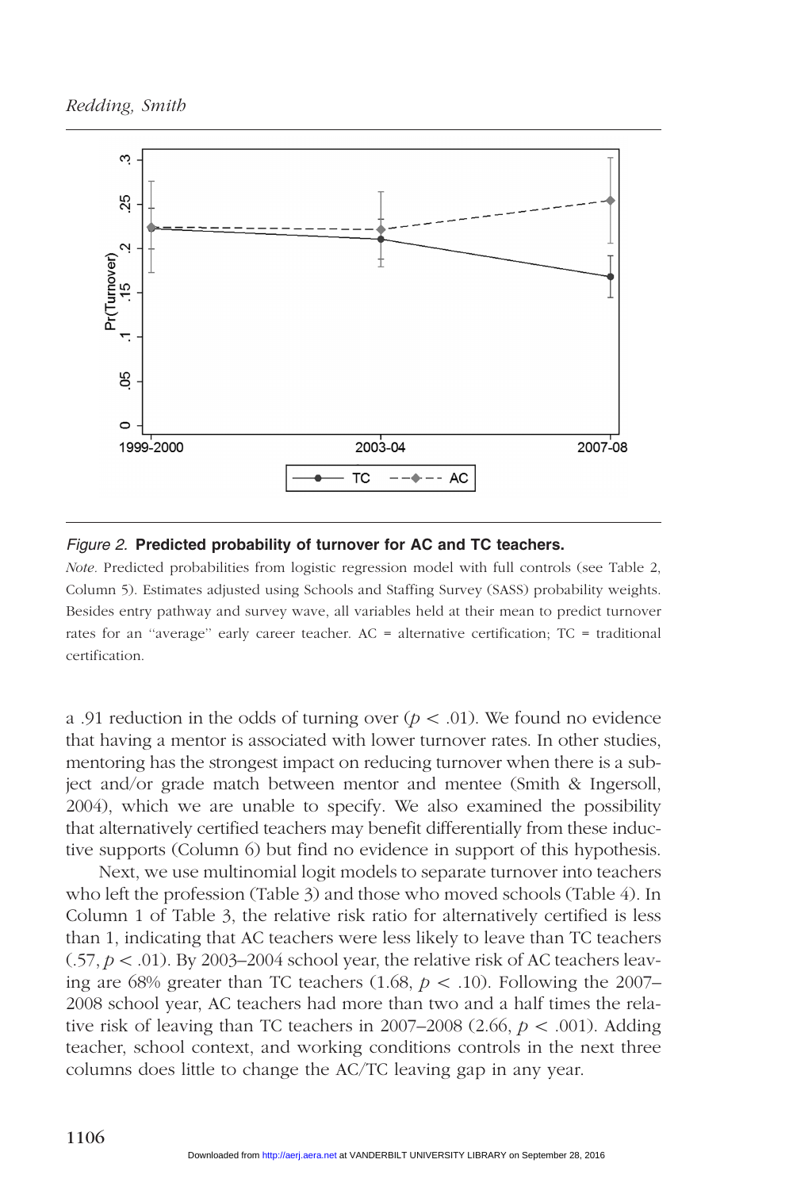*Figure 2.* **Predicted probability of turnover for AC and TC teachers.**

*Note.* Predicted probabilities from logistic regression model with full controls (see Table 2, Column 5). Estimates adjusted using Schools and Staffing Survey (SASS) probability weights. Besides entry pathway and survey wave, all variables held at their mean to predict turnover rates for an "average" early career teacher. AC = alternative certification; TC = traditional certification.

a .91 reduction in the odds of turning over ($p < .01$). We found no evidence that having a mentor is associated with lower turnover rates. In other studies, mentoring has the strongest impact on reducing turnover when there is a subject and/or grade match between mentor and mentee (Smith & Ingersoll, 2004), which we are unable to specify. We also examined the possibility that alternatively certified teachers may benefit differentially from these inductive supports (Column 6) but find no evidence in support of this hypothesis.

Next, we use multinomial logit models to separate turnover into teachers who left the profession (Table 3) and those who moved schools (Table 4). In Column 1 of Table 3, the relative risk ratio for alternatively certified is less than 1, indicating that AC teachers were less likely to leave than TC teachers (.57, $p < .01$). By 2003–2004 school year, the relative risk of AC teachers leaving are 68% greater than TC teachers (1.68, $p < .10$). Following the 2007–2008 school year, AC teachers had more than two and a half times the relative risk of leaving than TC teachers in 2007–2008 (2.66, $p < .001$). Adding teacher, school context, and working conditions controls in the next three columns does little to change the AC/TC leaving gap in any year.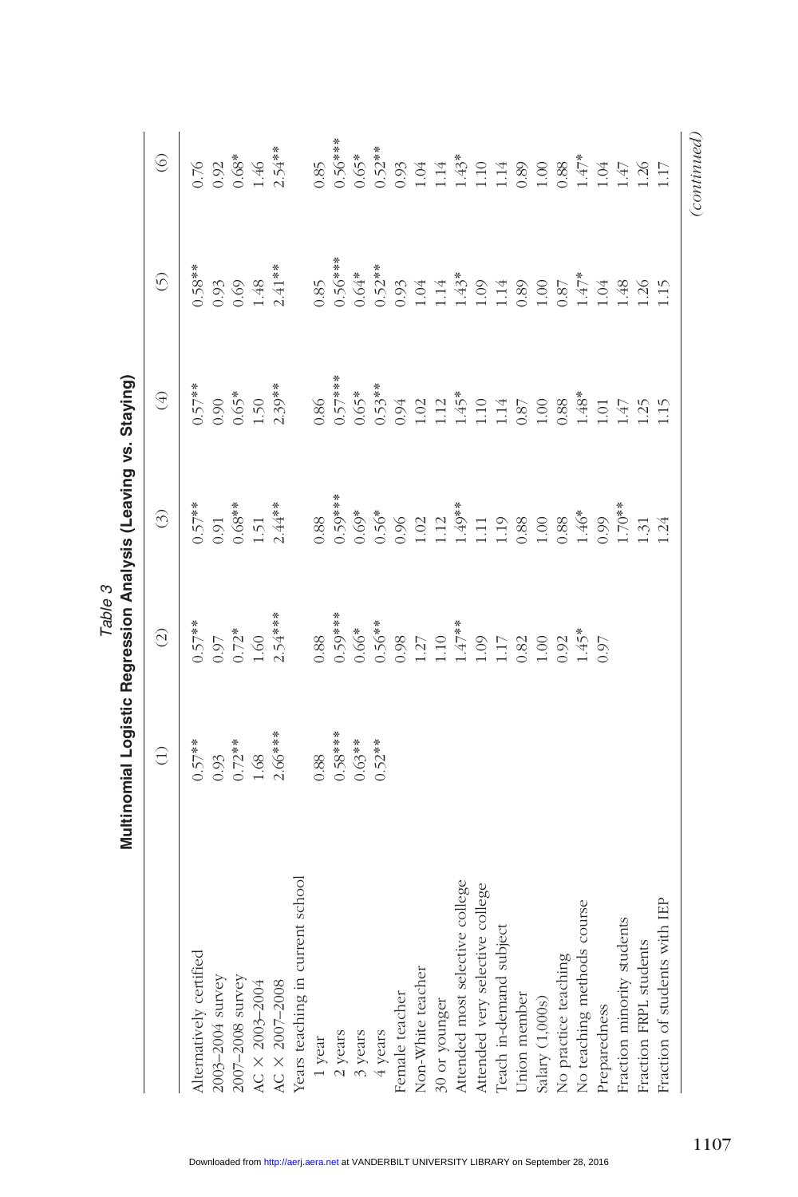*Table 3*

**Multinomial Logistic Regression Analysis (Leaving vs. Staying)**

| | (1) | (2) | (3) | (4) | (5) | (6) |
|---|---|---|---|---|---|---|
| Alternatively certified | 0.57** | 0.57** | 0.57** | 0.57** | 0.58** | 0.76 |
| 2003–2004 survey | 0.93 | 0.97 | 0.91 | 0.90 | 0.93 | 0.92 |
| 2007–2008 survey | 0.72** | 0.72* | 0.68** | 0.65* | 0.69 | 0.68* |
| AC × 2003–2004 | 1.68 | 1.60 | 1.51 | 1.50 | 1.48 | 1.46 |
| AC × 2007–2008 | 2.66*** | 2.54*** | 2.44** | 2.39** | 2.41** | 2.54** |
| Years teaching in current school | | | | | | |
| 1 year | 0.88 | 0.88 | 0.88 | 0.86 | 0.85 | 0.85 |
| 2 years | 0.58*** | 0.59*** | 0.59*** | 0.57*** | 0.56*** | 0.56*** |
| 3 years | 0.63** | 0.66* | 0.69* | 0.65* | 0.64* | 0.65* |
| 4 years | 0.52** | 0.56** | 0.56* | 0.53** | 0.52** | 0.52** |
| Female teacher | | 0.98 | 0.96 | 0.94 | 0.93 | 0.93 |
| Non-White teacher | | 1.27 | 1.02 | 1.02 | 1.04 | 1.04 |
| 30 or younger | | 1.10 | 1.12 | 1.12 | 1.14 | 1.14 |
| Attended most selective college | | 1.47** | 1.49** | 1.45* | 1.43* | 1.43* |
| Attended very selective college | | 1.09 | 1.11 | 1.10 | 1.09 | 1.10 |
| Teach in-demand subject | | 1.17 | 1.19 | 1.14 | 1.14 | 1.14 |
| Union member | | 0.82 | 0.88 | 0.87 | 0.89 | 0.89 |
| Salary (1,000s) | | 1.00 | 1.00 | 1.00 | 1.00 | 1.00 |
| No practice teaching | | 0.92 | 0.88 | 0.88 | 0.87 | 0.88 |
| No teaching methods course | | 1.45* | 1.46* | 1.48* | 1.47* | 1.47* |
| Preparedness | | 0.97 | 0.99 | 1.01 | 1.04 | 1.04 |
| Fraction minority students | | | 1.70** | 1.47 | 1.48 | 1.47 |
| Fraction FRPL students | | | 1.31 | 1.25 | 1.26 | 1.26 |
| Fraction of students with IEP | | | 1.24 | 1.15 | 1.15 | 1.17 |

*(continued)*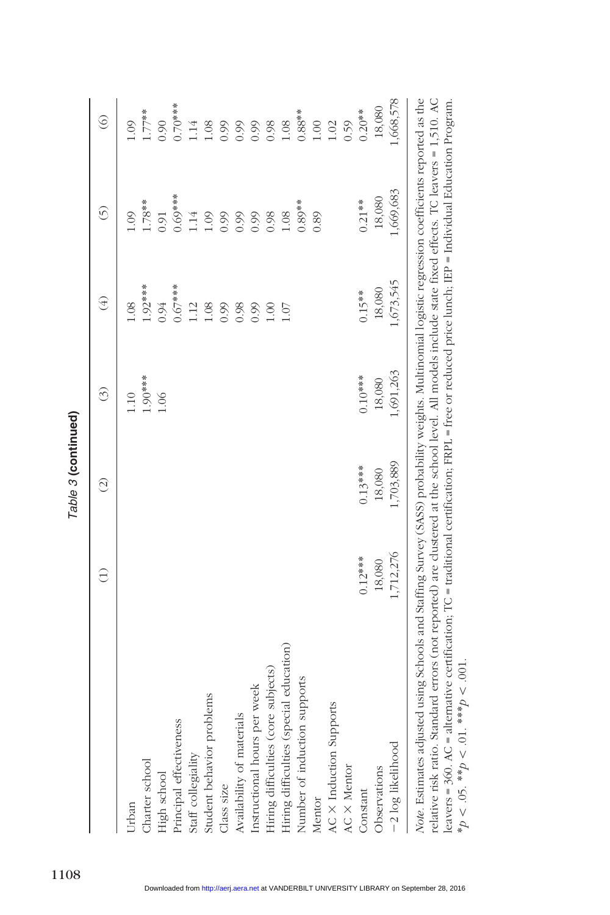*Table 3* **(continued)**

| | (1) | (2) | (3) | (4) | (5) | (6) |
|---|---|---|---|---|---|---|
| Urban | | | 1.10 | 1.08 | 1.09 | 1.09 |
| Charter school | | | 1.90*** | 1.92*** | 1.78** | 1.77** |
| High school | | | 1.06 | 0.94 | 0.91 | 0.90 |
| Principal effectiveness | | | | 0.67*** | 0.69*** | 0.70*** |
| Staff collegiality | | | | 1.12 | 1.14 | 1.14 |
| Student behavior problems | | | | 1.08 | 1.09 | 1.08 |
| Class size | | | | 0.99 | 0.99 | 0.99 |
| Availability of materials | | | | 0.98 | 0.99 | 0.99 |
| Instructional hours per week | | | | 0.99 | 0.99 | 0.99 |
| Hiring difficulties (core subjects) | | | | 1.00 | 0.98 | 0.98 |
| Hiring difficulties (special education) | | | | 1.07 | 1.08 | 1.08 |
| Number of induction supports | | | | | 0.89** | 0.88** |
| Mentor | | | | | 0.89 | 1.00 |
| AC × Induction Supports | | | | | | 1.02 |
| AC × Mentor | | | | | | 0.59 |
| Constant | 0.12*** | 0.13*** | 0.10*** | 0.15** | 0.21** | 0.20** |
| Observations | 18,080 | 18,080 | 18,080 | 18,080 | 18,080 | 18,080 |
| −2 log likelihood | 1,712,276 | 1,703,889 | 1,691,263 | 1,673,545 | 1,669,683 | 1,668,578 |

*Note*. Estimates adjusted using Schools and Staffing Survey (SASS) probability weights. Multinomial logistic regression coefficients reported as the relative risk ratio. Standard errors (not reported) are clustered at the school level. All models include state fixed effects. TC leavers = 1,510. AC leavers = 360. AC = alternative certification; TC = traditional certification; FRPL = free or reduced price lunch; IEP = Individual Education Program.
*$p < .05$. **$p < .01$. ***$p < .001$.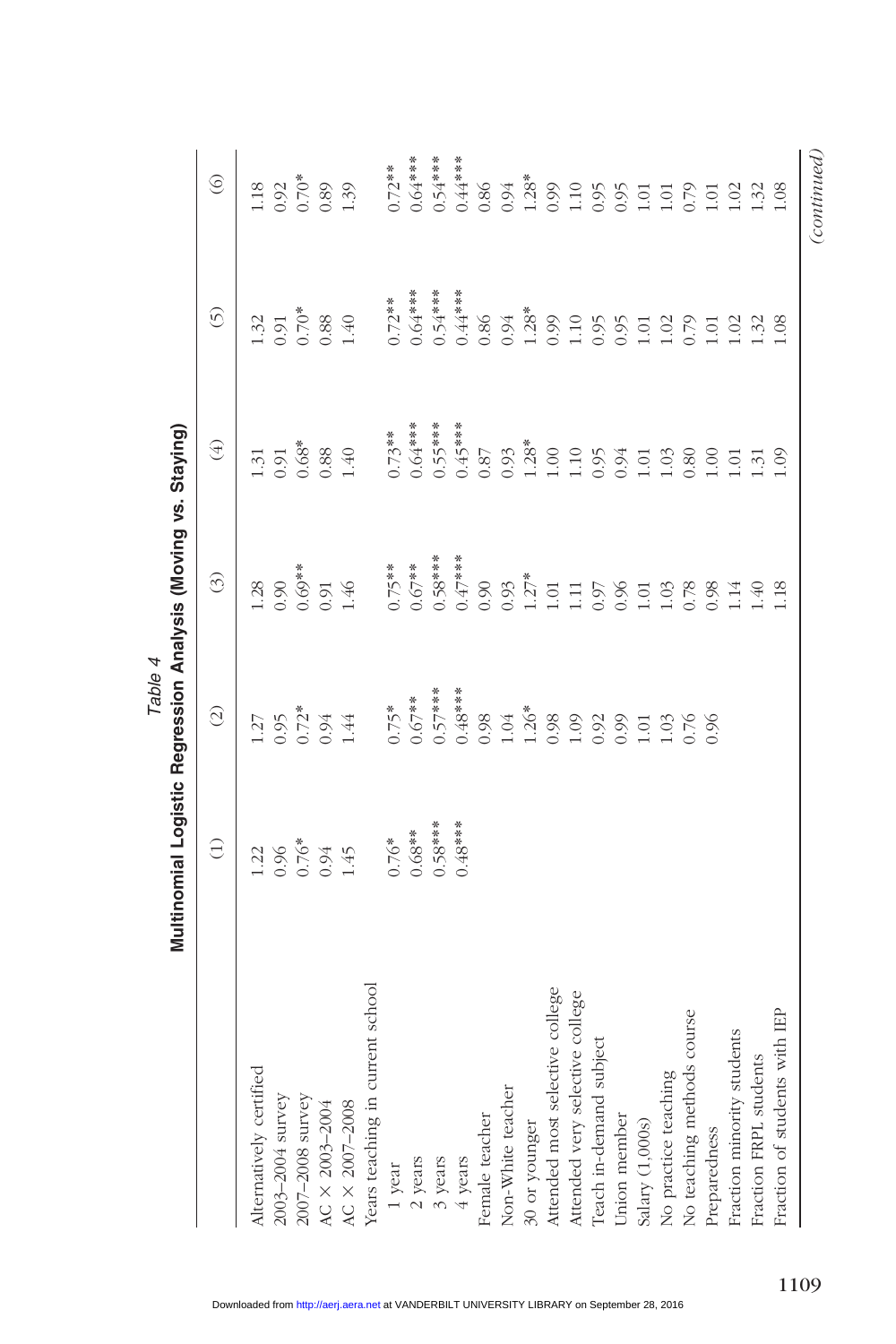*Table 4*

**Multinomial Logistic Regression Analysis (Moving vs. Staying)**

| | (1) | (2) | (3) | (4) | (5) | (6) |
|---|---|---|---|---|---|---|
| Alternatively certified | 1.22 | 1.27 | 1.28 | 1.31 | 1.32 | 1.18 |
| 2003–2004 survey | 0.96 | 0.95 | 0.90 | 0.91 | 0.91 | 0.92 |
| 2007–2008 survey | 0.76* | 0.72* | 0.69** | 0.68* | 0.70* | 0.70* |
| AC × 2003–2004 | 0.94 | 0.94 | 0.91 | 0.88 | 0.88 | 0.89 |
| AC × 2007–2008 | 1.45 | 1.44 | 1.46 | 1.40 | 1.40 | 1.39 |
| Years teaching in current school | | | | | | |
| 1 year | 0.76* | 0.75* | 0.75** | 0.73** | 0.72** | 0.72** |
| 2 years | 0.68** | 0.67** | 0.67** | 0.64*** | 0.64*** | 0.64*** |
| 3 years | 0.58*** | 0.57*** | 0.58*** | 0.55*** | 0.54*** | 0.54*** |
| 4 years | 0.48*** | 0.48*** | 0.47*** | 0.45*** | 0.44*** | 0.44*** |
| Female teacher | | 0.98 | 0.90 | 0.87 | 0.86 | 0.86 |
| Non-White teacher | | 1.04 | 0.93 | 0.93 | 0.94 | 0.94 |
| 30 or younger | | 1.26* | 1.27* | 1.28* | 1.28* | 1.28* |
| Attended most selective college | | 0.98 | 1.01 | 1.00 | 0.99 | 0.99 |
| Attended very selective college | | 1.09 | 1.11 | 1.10 | 1.10 | 1.10 |
| Teach in-demand subject | | 0.92 | 0.97 | 0.95 | 0.95 | 0.95 |
| Union member | | 0.99 | 0.96 | 0.94 | 0.95 | 0.95 |
| Salary (1,000s) | | 1.01 | 1.01 | 1.01 | 1.01 | 1.01 |
| No practice teaching | | 1.03 | 1.03 | 1.03 | 1.02 | 1.01 |
| No teaching methods course | | 0.76 | 0.78 | 0.80 | 0.79 | 0.79 |
| Preparedness | | 0.96 | 0.98 | 1.00 | 1.01 | 1.01 |
| Fraction minority students | | | 1.14 | 1.01 | 1.02 | 1.02 |
| Fraction FRPL students | | | 1.40 | 1.31 | 1.32 | 1.32 |
| Fraction of students with IEP | | | 1.18 | 1.09 | 1.08 | 1.08 |

*(continued)*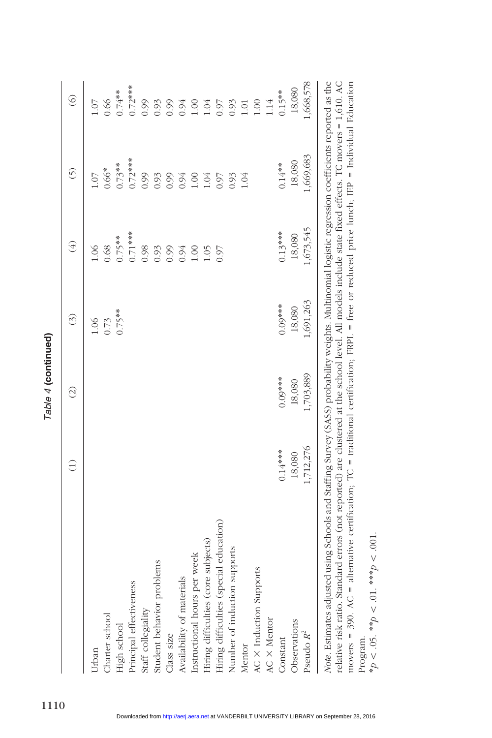*Table 4* **(continued)**

| | (1) | (2) | (3) | (4) | (5) | (6) |
|---|---|---|---|---|---|---|
| Urban | | | 1.06 | 1.06 | 1.07 | 1.07 |
| Charter school | | | 0.73 | 0.68 | 0.66* | 0.66 |
| High school | | | 0.75** | 0.75** | 0.73** | 0.74** |
| Principal effectiveness | | | | 0.71*** | 0.72*** | 0.72*** |
| Staff collegiality | | | | 0.98 | 0.99 | 0.99 |
| Student behavior problems | | | | 0.93 | 0.93 | 0.93 |
| Class size | | | | 0.99 | 0.99 | 0.99 |
| Availability of materials | | | | 0.94 | 0.94 | 0.94 |
| Instructional hours per week | | | | 1.00 | 1.00 | 1.00 |
| Hiring difficulties (core subjects) | | | | 1.05 | 1.04 | 1.04 |
| Hiring difficulties (special education) | | | | 0.97 | 0.97 | 0.97 |
| Number of induction supports | | | | | 0.93 | 0.93 |
| Mentor | | | | | 1.04 | 1.01 |
| AC × Induction Supports | | | | | | 1.00 |
| AC × Mentor | | | | | | 1.14 |
| Constant | 0.14*** | 0.09*** | 0.09*** | 0.13*** | 0.14** | 0.15** |
| Observations | 18,080 | 18,080 | 18,080 | 18,080 | 18,080 | 18,080 |
| Pseudo $R^2$ | 1,712,276 | 1,703,889 | 1,691,263 | 1,673,545 | 1,669,683 | 1,668,578 |

*Note*. Estimates adjusted using Schools and Staffing Survey (SASS) probability weights. Multinomial logistic regression coefficients reported as the relative risk ratio. Standard errors (not reported) are clustered at the school level. All models include state fixed effects. TC movers = 1,610. AC movers = 390. AC = alternative certification; TC = traditional certification; FRPL = free or reduced price lunch; IEP = Individual Education Program.

*$p < .05$. **$p < .01$. ***$p < .001$.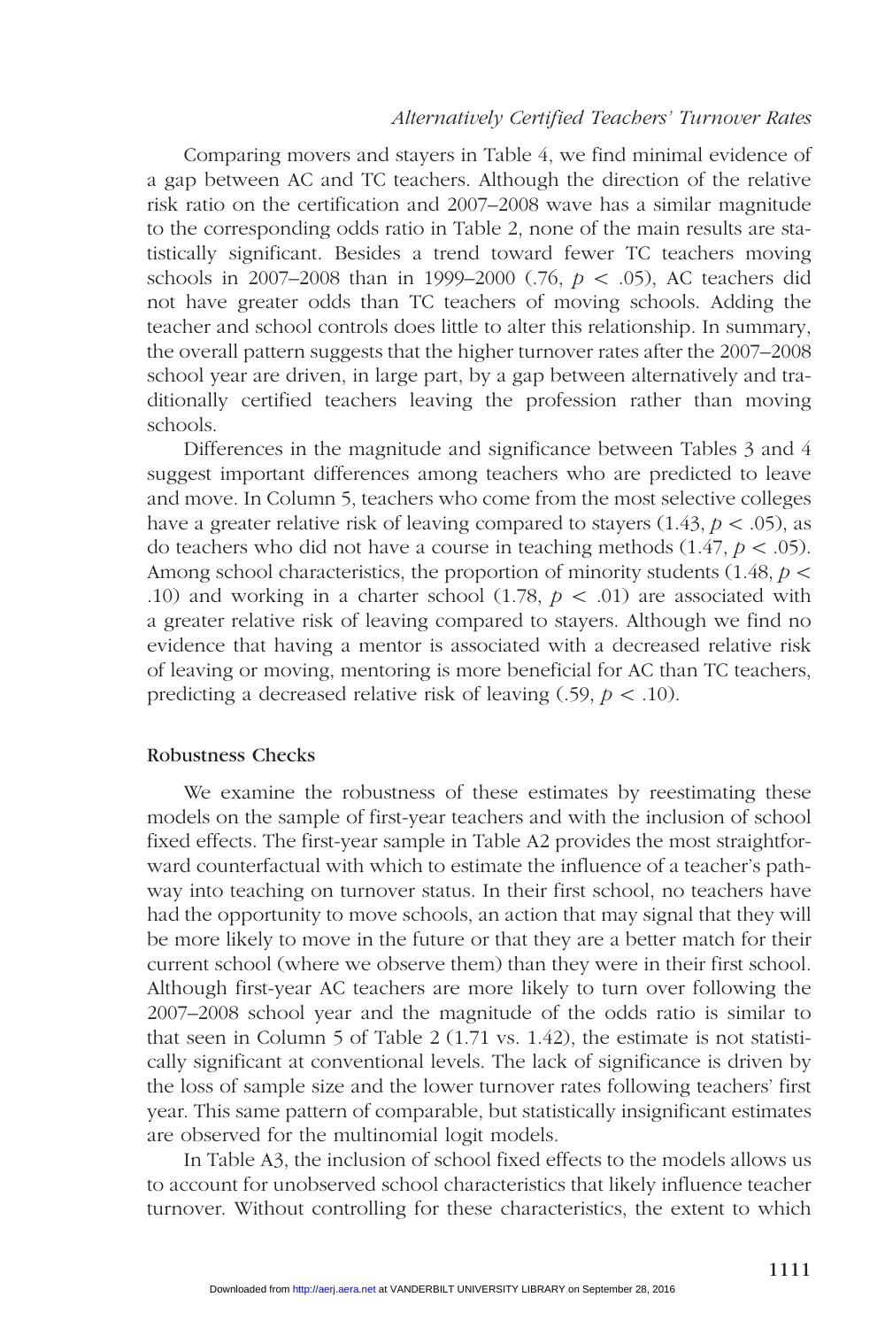Comparing movers and stayers in Table 4, we find minimal evidence of a gap between AC and TC teachers. Although the direction of the relative risk ratio on the certification and 2007–2008 wave has a similar magnitude to the corresponding odds ratio in Table 2, none of the main results are statistically significant. Besides a trend toward fewer TC teachers moving schools in 2007–2008 than in 1999–2000 (.76, $p < .05$), AC teachers did not have greater odds than TC teachers of moving schools. Adding the teacher and school controls does little to alter this relationship. In summary, the overall pattern suggests that the higher turnover rates after the 2007–2008 school year are driven, in large part, by a gap between alternatively and traditionally certified teachers leaving the profession rather than moving schools.

Differences in the magnitude and significance between Tables 3 and 4 suggest important differences among teachers who are predicted to leave and move. In Column 5, teachers who come from the most selective colleges have a greater relative risk of leaving compared to stayers (1.43, $p < .05$), as do teachers who did not have a course in teaching methods (1.47, $p < .05$). Among school characteristics, the proportion of minority students (1.48, $p < .10$) and working in a charter school (1.78, $p < .01$) are associated with a greater relative risk of leaving compared to stayers. Although we find no evidence that having a mentor is associated with a decreased relative risk of leaving or moving, mentoring is more beneficial for AC than TC teachers, predicting a decreased relative risk of leaving (.59, $p < .10$).

### Robustness Checks

We examine the robustness of these estimates by reestimating these models on the sample of first-year teachers and with the inclusion of school fixed effects. The first-year sample in Table A2 provides the most straightforward counterfactual with which to estimate the influence of a teacher's pathway into teaching on turnover status. In their first school, no teachers have had the opportunity to move schools, an action that may signal that they will be more likely to move in the future or that they are a better match for their current school (where we observe them) than they were in their first school. Although first-year AC teachers are more likely to turn over following the 2007–2008 school year and the magnitude of the odds ratio is similar to that seen in Column 5 of Table 2 (1.71 vs. 1.42), the estimate is not statistically significant at conventional levels. The lack of significance is driven by the loss of sample size and the lower turnover rates following teachers' first year. This same pattern of comparable, but statistically insignificant estimates are observed for the multinomial logit models.

In Table A3, the inclusion of school fixed effects to the models allows us to account for unobserved school characteristics that likely influence teacher turnover. Without controlling for these characteristics, the extent to which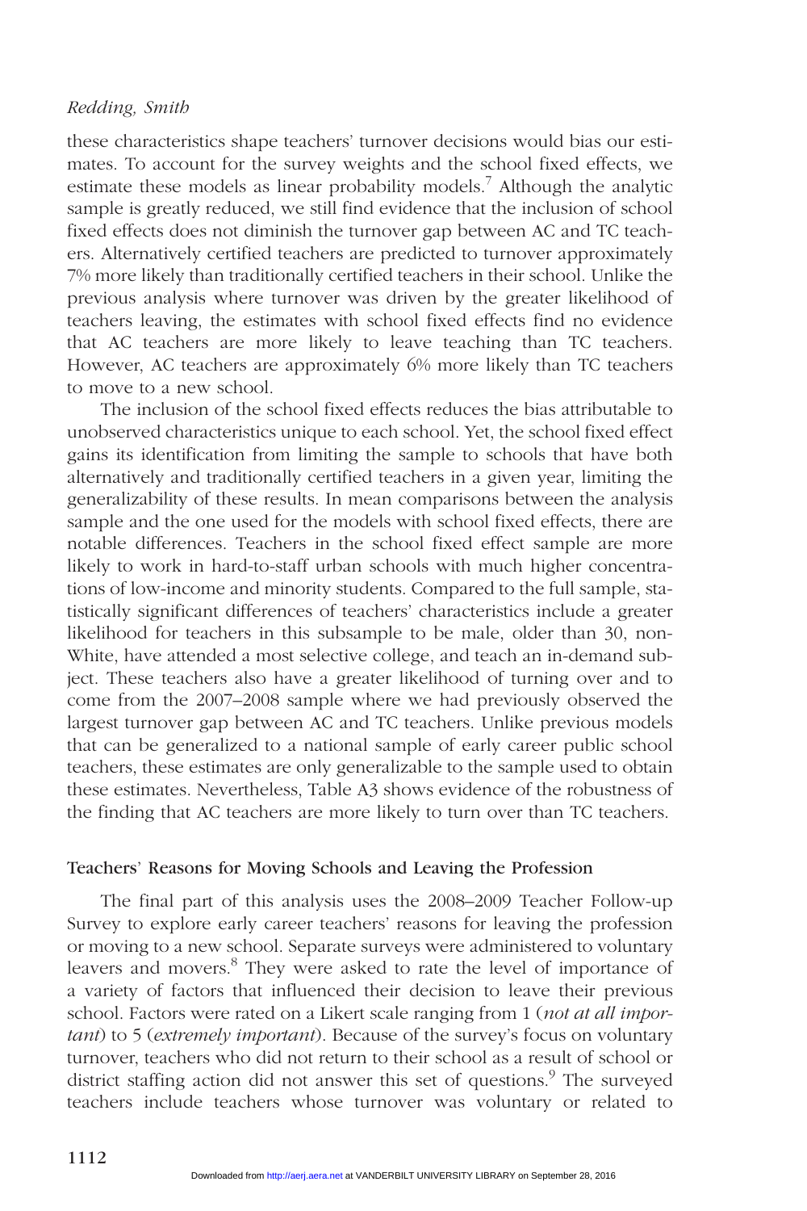these characteristics shape teachers' turnover decisions would bias our estimates. To account for the survey weights and the school fixed effects, we estimate these models as linear probability models.[7] Although the analytic sample is greatly reduced, we still find evidence that the inclusion of school fixed effects does not diminish the turnover gap between AC and TC teachers. Alternatively certified teachers are predicted to turnover approximately 7% more likely than traditionally certified teachers in their school. Unlike the previous analysis where turnover was driven by the greater likelihood of teachers leaving, the estimates with school fixed effects find no evidence that AC teachers are more likely to leave teaching than TC teachers. However, AC teachers are approximately 6% more likely than TC teachers to move to a new school.

The inclusion of the school fixed effects reduces the bias attributable to unobserved characteristics unique to each school. Yet, the school fixed effect gains its identification from limiting the sample to schools that have both alternatively and traditionally certified teachers in a given year, limiting the generalizability of these results. In mean comparisons between the analysis sample and the one used for the models with school fixed effects, there are notable differences. Teachers in the school fixed effect sample are more likely to work in hard-to-staff urban schools with much higher concentrations of low-income and minority students. Compared to the full sample, statistically significant differences of teachers' characteristics include a greater likelihood for teachers in this subsample to be male, older than 30, non-White, have attended a most selective college, and teach an in-demand subject. These teachers also have a greater likelihood of turning over and to come from the 2007–2008 sample where we had previously observed the largest turnover gap between AC and TC teachers. Unlike previous models that can be generalized to a national sample of early career public school teachers, these estimates are only generalizable to the sample used to obtain these estimates. Nevertheless, Table A3 shows evidence of the robustness of the finding that AC teachers are more likely to turn over than TC teachers.

### Teachers' Reasons for Moving Schools and Leaving the Profession

The final part of this analysis uses the 2008–2009 Teacher Follow-up Survey to explore early career teachers' reasons for leaving the profession or moving to a new school. Separate surveys were administered to voluntary leavers and movers.[8] They were asked to rate the level of importance of a variety of factors that influenced their decision to leave their previous school. Factors were rated on a Likert scale ranging from 1 (*not at all important*) to 5 (*extremely important*). Because of the survey's focus on voluntary turnover, teachers who did not return to their school as a result of school or district staffing action did not answer this set of questions.[9] The surveyed teachers include teachers whose turnover was voluntary or related to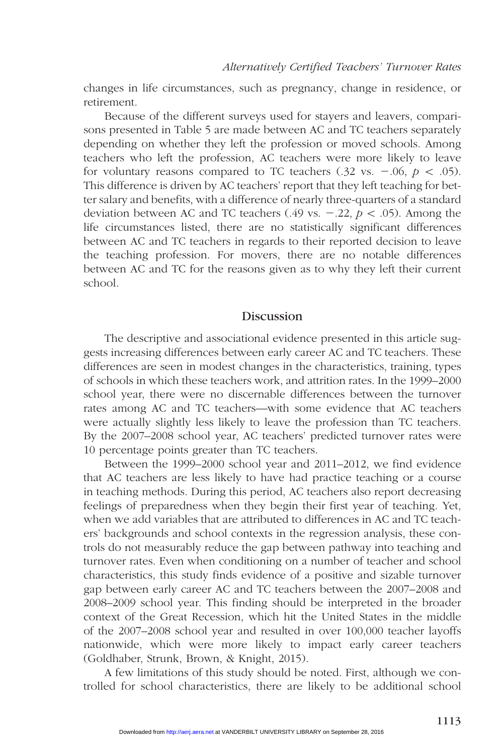changes in life circumstances, such as pregnancy, change in residence, or retirement.

Because of the different surveys used for stayers and leavers, comparisons presented in Table 5 are made between AC and TC teachers separately depending on whether they left the profession or moved schools. Among teachers who left the profession, AC teachers were more likely to leave for voluntary reasons compared to TC teachers (.32 vs. $-.06$, $p < .05$). This difference is driven by AC teachers' report that they left teaching for better salary and benefits, with a difference of nearly three-quarters of a standard deviation between AC and TC teachers (.49 vs. $-.22$, $p < .05$). Among the life circumstances listed, there are no statistically significant differences between AC and TC teachers in regards to their reported decision to leave the teaching profession. For movers, there are no notable differences between AC and TC for the reasons given as to why they left their current school.

## Discussion

The descriptive and associational evidence presented in this article suggests increasing differences between early career AC and TC teachers. These differences are seen in modest changes in the characteristics, training, types of schools in which these teachers work, and attrition rates. In the 1999–2000 school year, there were no discernable differences between the turnover rates among AC and TC teachers—with some evidence that AC teachers were actually slightly less likely to leave the profession than TC teachers. By the 2007–2008 school year, AC teachers' predicted turnover rates were 10 percentage points greater than TC teachers.

Between the 1999–2000 school year and 2011–2012, we find evidence that AC teachers are less likely to have had practice teaching or a course in teaching methods. During this period, AC teachers also report decreasing feelings of preparedness when they begin their first year of teaching. Yet, when we add variables that are attributed to differences in AC and TC teachers' backgrounds and school contexts in the regression analysis, these controls do not measurably reduce the gap between pathway into teaching and turnover rates. Even when conditioning on a number of teacher and school characteristics, this study finds evidence of a positive and sizable turnover gap between early career AC and TC teachers between the 2007–2008 and 2008–2009 school year. This finding should be interpreted in the broader context of the Great Recession, which hit the United States in the middle of the 2007–2008 school year and resulted in over 100,000 teacher layoffs nationwide, which were more likely to impact early career teachers (Goldhaber, Strunk, Brown, & Knight, 2015).

A few limitations of this study should be noted. First, although we controlled for school characteristics, there are likely to be additional school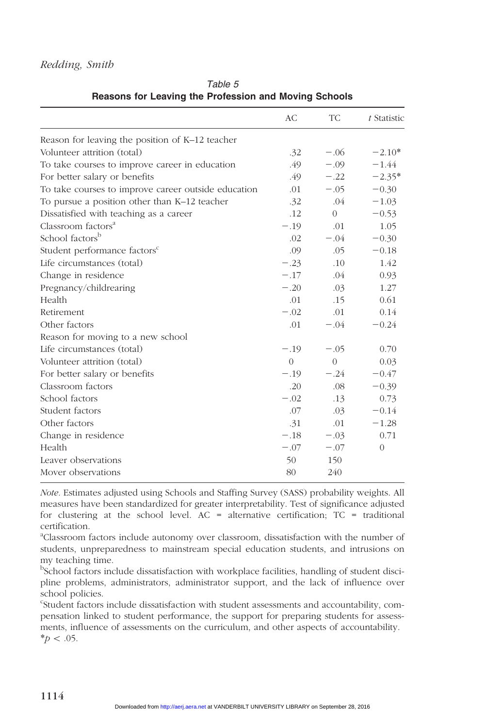*Table 5*
**Reasons for Leaving the Profession and Moving Schools**

| | AC | TC | *t* Statistic |
|---|---|---|---|
| Reason for leaving the position of K–12 teacher | | | |
| Volunteer attrition (total) | .32 | −.06 | −2.10* |
| To take courses to improve career in education | .49 | −.09 | −1.44 |
| For better salary or benefits | .49 | −.22 | −2.35* |
| To take courses to improve career outside education | .01 | −.05 | −0.30 |
| To pursue a position other than K–12 teacher | .32 | .04 | −1.03 |
| Dissatisfied with teaching as a career | .12 | 0 | −0.53 |
| Classroom factors[a] | −.19 | .01 | 1.05 |
| School factors[b] | .02 | −.04 | −0.30 |
| Student performance factors[c] | .09 | .05 | −0.18 |
| Life circumstances (total) | −.23 | .10 | 1.42 |
| Change in residence | −.17 | .04 | 0.93 |
| Pregnancy/childrearing | −.20 | .03 | 1.27 |
| Health | .01 | .15 | 0.61 |
| Retirement | −.02 | .01 | 0.14 |
| Other factors | .01 | −.04 | −0.24 |
| Reason for moving to a new school | | | |
| Life circumstances (total) | −.19 | −.05 | 0.70 |
| Volunteer attrition (total) | 0 | 0 | 0.03 |
| For better salary or benefits | −.19 | −.24 | −0.47 |
| Classroom factors | .20 | .08 | −0.39 |
| School factors | −.02 | .13 | 0.73 |
| Student factors | .07 | .03 | −0.14 |
| Other factors | .31 | .01 | −1.28 |
| Change in residence | −.18 | −.03 | 0.71 |
| Health | −.07 | −.07 | 0 |
| Leaver observations | 50 | 150 | |
| Mover observations | 80 | 240 | |

*Note.* Estimates adjusted using Schools and Staffing Survey (SASS) probability weights. All measures have been standardized for greater interpretability. Test of significance adjusted for clustering at the school level. AC = alternative certification; TC = traditional certification.

[a]Classroom factors include autonomy over classroom, dissatisfaction with the number of students, unpreparedness to mainstream special education students, and intrusions on my teaching time.

[b]School factors include dissatisfaction with workplace facilities, handling of student discipline problems, administrators, administrator support, and the lack of influence over school policies.

[c]Student factors include dissatisfaction with student assessments and accountability, compensation linked to student performance, the support for preparing students for assessments, influence of assessments on the curriculum, and other aspects of accountability.

*$p < .05$.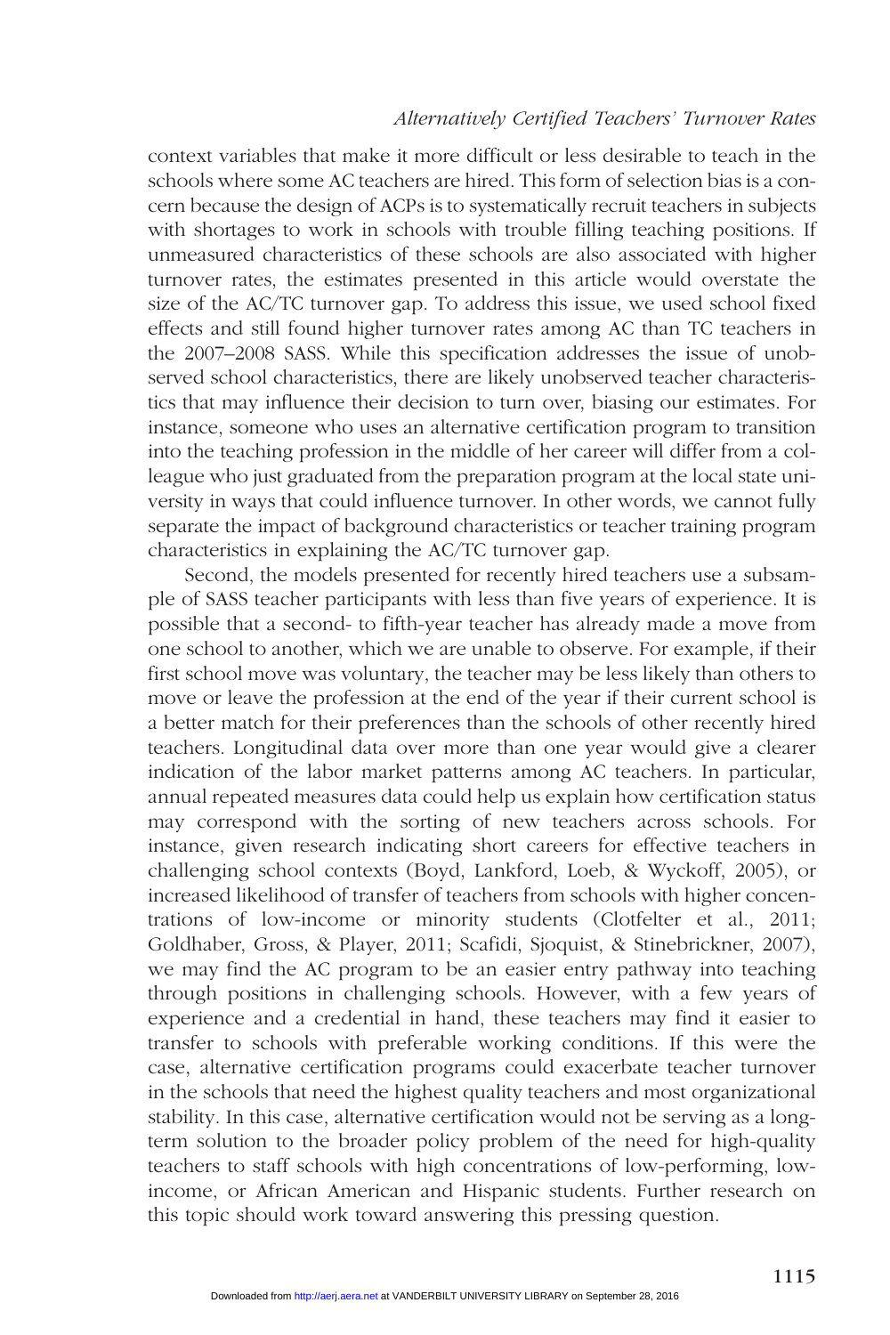context variables that make it more difficult or less desirable to teach in the schools where some AC teachers are hired. This form of selection bias is a concern because the design of ACPs is to systematically recruit teachers in subjects with shortages to work in schools with trouble filling teaching positions. If unmeasured characteristics of these schools are also associated with higher turnover rates, the estimates presented in this article would overstate the size of the AC/TC turnover gap. To address this issue, we used school fixed effects and still found higher turnover rates among AC than TC teachers in the 2007–2008 SASS. While this specification addresses the issue of unobserved school characteristics, there are likely unobserved teacher characteristics that may influence their decision to turn over, biasing our estimates. For instance, someone who uses an alternative certification program to transition into the teaching profession in the middle of her career will differ from a colleague who just graduated from the preparation program at the local state university in ways that could influence turnover. In other words, we cannot fully separate the impact of background characteristics or teacher training program characteristics in explaining the AC/TC turnover gap.

Second, the models presented for recently hired teachers use a subsample of SASS teacher participants with less than five years of experience. It is possible that a second- to fifth-year teacher has already made a move from one school to another, which we are unable to observe. For example, if their first school move was voluntary, the teacher may be less likely than others to move or leave the profession at the end of the year if their current school is a better match for their preferences than the schools of other recently hired teachers. Longitudinal data over more than one year would give a clearer indication of the labor market patterns among AC teachers. In particular, annual repeated measures data could help us explain how certification status may correspond with the sorting of new teachers across schools. For instance, given research indicating short careers for effective teachers in challenging school contexts (Boyd, Lankford, Loeb, & Wyckoff, 2005), or increased likelihood of transfer of teachers from schools with higher concentrations of low-income or minority students (Clotfelter et al., 2011; Goldhaber, Gross, & Player, 2011; Scafidi, Sjoquist, & Stinebrickner, 2007), we may find the AC program to be an easier entry pathway into teaching through positions in challenging schools. However, with a few years of experience and a credential in hand, these teachers may find it easier to transfer to schools with preferable working conditions. If this were the case, alternative certification programs could exacerbate teacher turnover in the schools that need the highest quality teachers and most organizational stability. In this case, alternative certification would not be serving as a long-term solution to the broader policy problem of the need for high-quality teachers to staff schools with high concentrations of low-performing, low-income, or African American and Hispanic students. Further research on this topic should work toward answering this pressing question.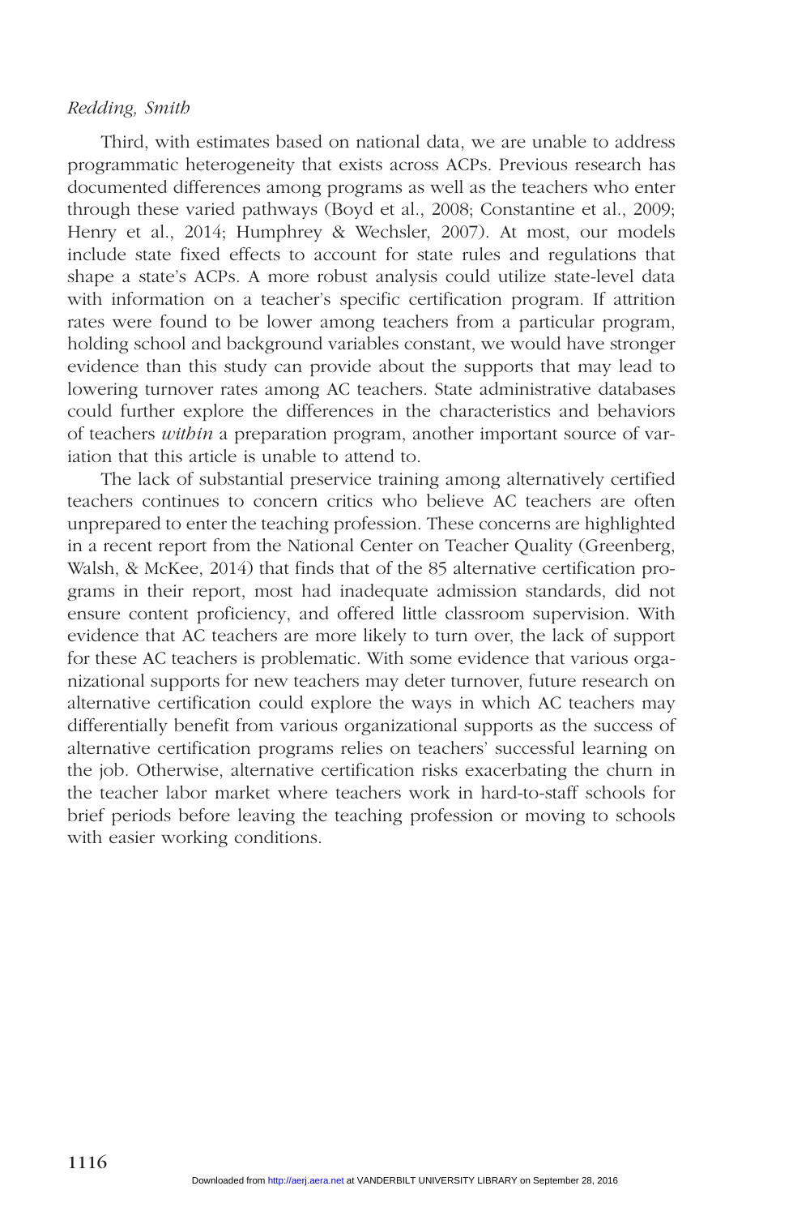Third, with estimates based on national data, we are unable to address programmatic heterogeneity that exists across ACPs. Previous research has documented differences among programs as well as the teachers who enter through these varied pathways (Boyd et al., 2008; Constantine et al., 2009; Henry et al., 2014; Humphrey & Wechsler, 2007). At most, our models include state fixed effects to account for state rules and regulations that shape a state's ACPs. A more robust analysis could utilize state-level data with information on a teacher's specific certification program. If attrition rates were found to be lower among teachers from a particular program, holding school and background variables constant, we would have stronger evidence than this study can provide about the supports that may lead to lowering turnover rates among AC teachers. State administrative databases could further explore the differences in the characteristics and behaviors of teachers *within* a preparation program, another important source of variation that this article is unable to attend to.

The lack of substantial preservice training among alternatively certified teachers continues to concern critics who believe AC teachers are often unprepared to enter the teaching profession. These concerns are highlighted in a recent report from the National Center on Teacher Quality (Greenberg, Walsh, & McKee, 2014) that finds that of the 85 alternative certification programs in their report, most had inadequate admission standards, did not ensure content proficiency, and offered little classroom supervision. With evidence that AC teachers are more likely to turn over, the lack of support for these AC teachers is problematic. With some evidence that various organizational supports for new teachers may deter turnover, future research on alternative certification could explore the ways in which AC teachers may differentially benefit from various organizational supports as the success of alternative certification programs relies on teachers' successful learning on the job. Otherwise, alternative certification risks exacerbating the churn in the teacher labor market where teachers work in hard-to-staff schools for brief periods before leaving the teaching profession or moving to schools with easier working conditions.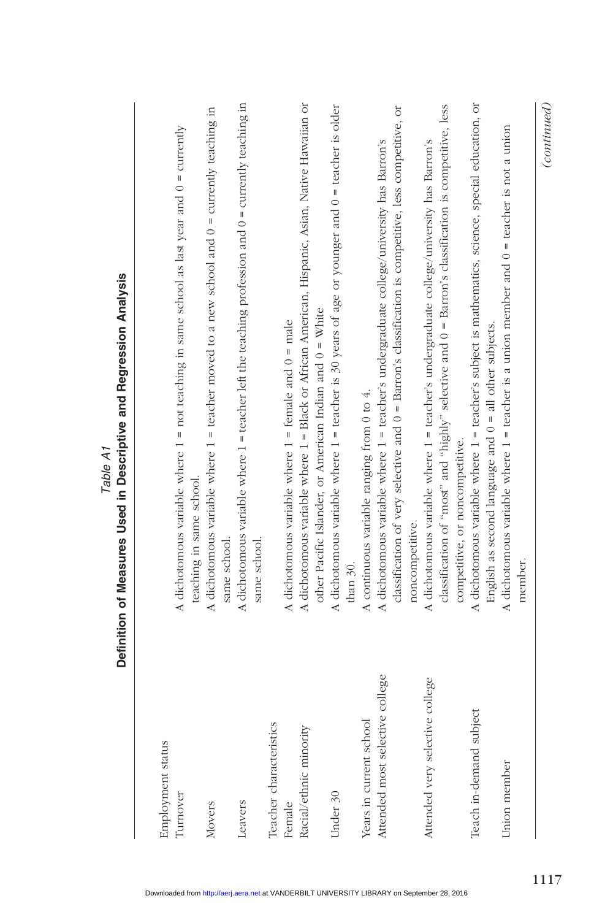*Table A1*

**Definition of Measures Used in Descriptive and Regression Analysis**

| | |
|---|---|
| Employment status | |
| Turnover | A dichotomous variable where 1 = not teaching in same school as last year and 0 = currently teaching in same school. |
| Movers | A dichotomous variable where 1 = teacher moved to a new school and 0 = currently teaching in same school. |
| Leavers | A dichotomous variable where 1 = teacher left the teaching profession and 0 = currently teaching in same school. |
| Teacher characteristics | |
| Female | A dichotomous variable where 1 = female and 0 = male |
| Racial/ethnic minority | A dichotomous variable where 1 = Black or African American, Hispanic, Asian, Native Hawaiian or other Pacific Islander, or American Indian and 0 = White |
| Under 30 | A dichotomous variable where 1 = teacher is 30 years of age or younger and 0 = teacher is older than 30. |
| Years in current school | A continuous variable ranging from 0 to 4. |
| Attended most selective college | A dichotomous variable where 1 = teacher's undergraduate college/university has Barron's classification of very selective and 0 = Barron's classification is competitive, less competitive, or noncompetitive. |
| Attended very selective college | A dichotomous variable where 1 = teacher's undergraduate college/university has Barron's classification of "most" and "highly" selective and 0 = Barron's classification is competitive, less competitive, or noncompetitive. |
| Teach in-demand subject | A dichotomous variable where 1 = teacher's subject is mathematics, science, special education, or English as second language and 0 = all other subjects. |
| Union member | A dichotomous variable where 1 = teacher is a union member and 0 = teacher is not a union member. |

*(continued)*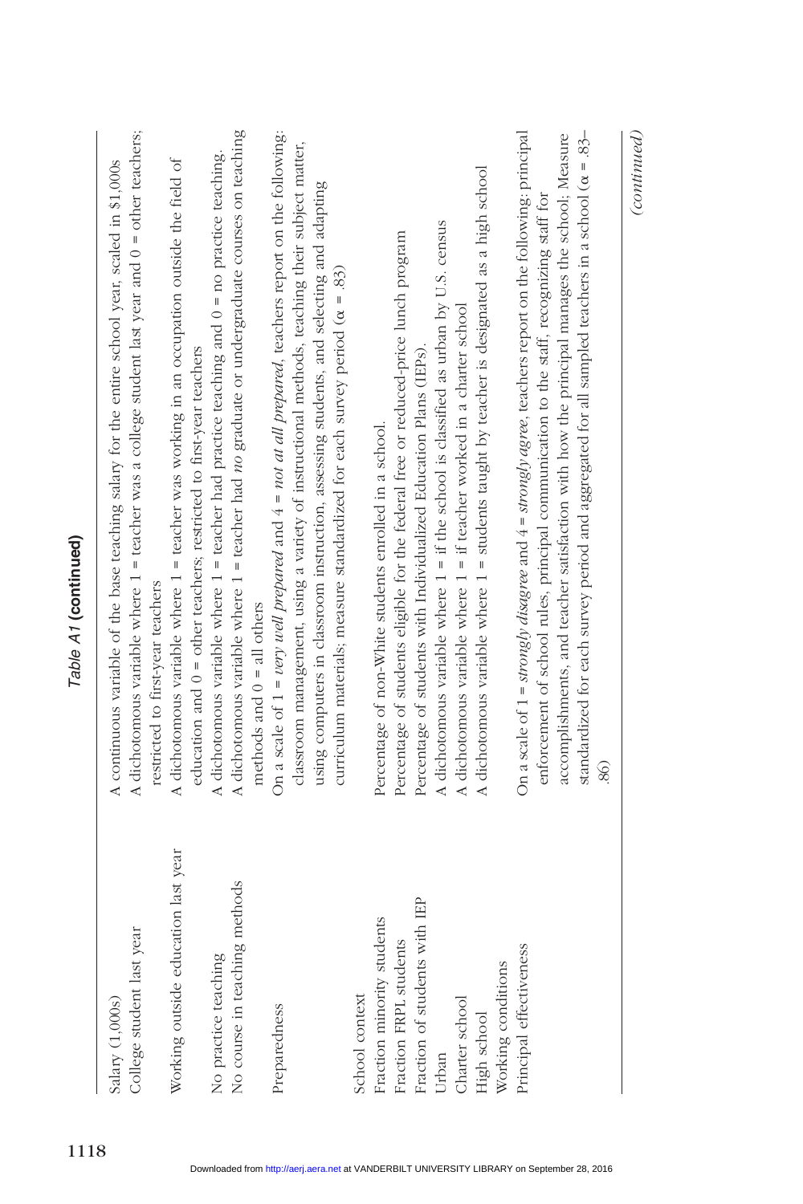*Table A1* **(continued)**

| | |
|---|---|
| Salary (1,000s) | A continuous variable of the base teaching salary for the entire school year, scaled in $1,000s |
| College student last year | A dichotomous variable where 1 = teacher was a college student last year and 0 = other teachers; restricted to first-year teachers |
| Working outside education last year | A dichotomous variable where 1 = teacher was working in an occupation outside the field of education and 0 = other teachers; restricted to first-year teachers |
| No practice teaching | A dichotomous variable where 1 = teacher had practice teaching and 0 = no practice teaching. |
| No course in teaching methods | A dichotomous variable where 1 = teacher had *no* graduate or undergraduate courses on teaching methods and 0 = all others |
| Preparedness | On a scale of 1 = *very well prepared* and 4 = *not at all prepared*, teachers report on the following: classroom management, using a variety of instructional methods, teaching their subject matter, using computers in classroom instruction, assessing students, and selecting and adapting curriculum materials; measure standardized for each survey period (α = .83) |
| School context | |
| Fraction minority students | Percentage of non-White students enrolled in a school. |
| Fraction FRPL students | Percentage of students eligible for the federal free or reduced-price lunch program |
| Fraction of students with IEP | Percentage of students with Individualized Education Plans (IEPs). |
| Urban | A dichotomous variable where 1 = if the school is classified as urban by U.S. census |
| Charter school | A dichotomous variable where 1 = if teacher worked in a charter school |
| High school | A dichotomous variable where 1 = students taught by teacher is designated as a high school |
| Working conditions | |
| Principal effectiveness | On a scale of 1 = *strongly disagree* and 4 = *strongly agree*, teachers report on the following: principal enforcement of school rules, principal communication to the staff, recognizing staff for accomplishments, and teacher satisfaction with how the principal manages the school; Measure standardized for each survey period and aggregated for all sampled teachers in a school (α = .83–.86) |

*(continued)*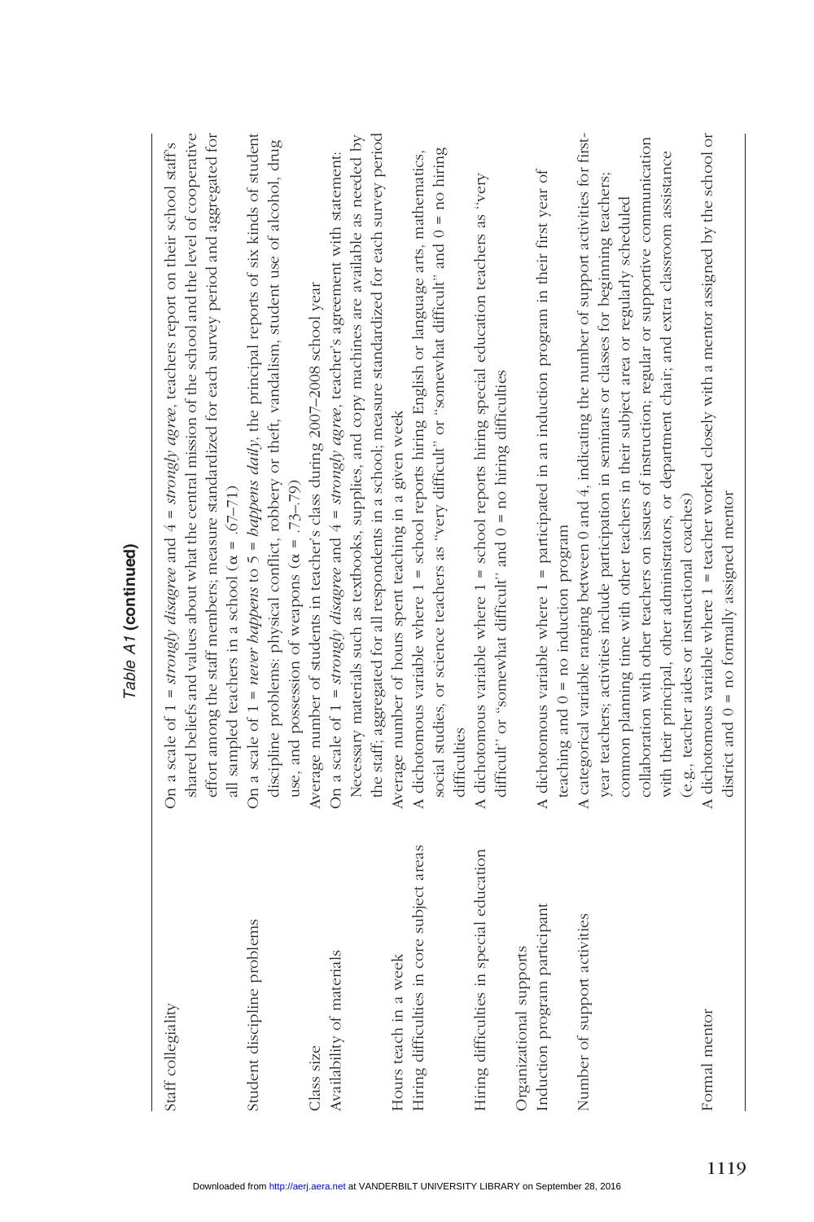*Table A1* **(continued)**

| | |
|---|---|
| Staff collegiality | On a scale of 1 = *strongly disagree* and 4 = *strongly agree*, teachers report on their school staff's shared beliefs and values about what the central mission of the school and the level of cooperative effort among the staff members; measure standardized for each survey period and aggregated for all sampled teachers in a school ($\alpha$ = .67–71) |
| Student discipline problems | On a scale of 1 = *never happens* to 5 = *happens daily*, the principal reports of six kinds of student discipline problems: physical conflict, robbery or theft, vandalism, student use of alcohol, drug use, and possession of weapons ($\alpha$ = .73–79) |
| Class size | Average number of students in teacher's class during 2007–2008 school year |
| Availability of materials | On a scale of 1 = *strongly disagree* and 4 = *strongly agree*, teacher's agreement with statement: Necessary materials such as textbooks, supplies, and copy machines are available as needed by the staff; aggregated for all respondents in a school; measure standardized for each survey period |
| Hours teach in a week | Average number of hours spent teaching in a given week |
| Hiring difficulties in core subject areas | A dichotomous variable where 1 = school reports hiring English or language arts, mathematics, social studies, or science teachers as "very difficult" or "somewhat difficult" and 0 = no hiring difficulties |
| Hiring difficulties in special education | A dichotomous variable where 1 = school reports hiring special education teachers as "very difficult" or "somewhat difficult" and 0 = no hiring difficulties |
| Organizational supports | |
| Induction program participant | A dichotomous variable where 1 = participated in an induction program in their first year of teaching and 0 = no induction program |
| Number of support activities | A categorical variable ranging between 0 and 4, indicating the number of support activities for first-year teachers; activities include participation in seminars or classes for beginning teachers; common planning time with other teachers in their subject area or regularly scheduled collaboration with other teachers on issues of instruction; regular or supportive communication with their principal, other administrators, or department chair; and extra classroom assistance (e.g., teacher aides or instructional coaches) |
| Formal mentor | A dichotomous variable where 1 = teacher worked closely with a mentor assigned by the school or district and 0 = no formally assigned mentor |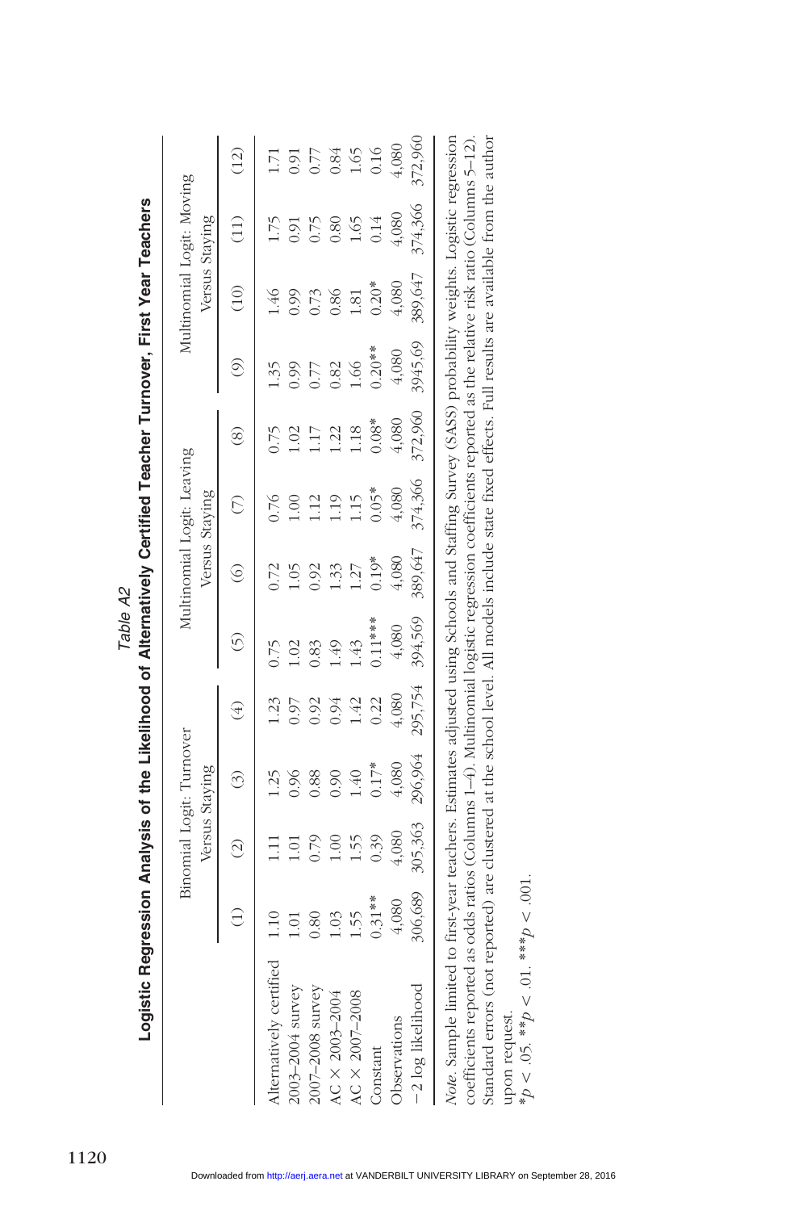*Table A2*

**Logistic Regression Analysis of the Likelihood of Alternatively Certified Teacher Turnover, First Year Teachers**

| | Binomial Logit: Turnover Versus Staying | | | | Multinomial Logit: Leaving Versus Staying | | | | Multinomial Logit: Moving Versus Staying | | | |
|---|---|---|---|---|---|---|---|---|---|---|---|---|
| | (1) | (2) | (3) | (4) | (5) | (6) | (7) | (8) | (9) | (10) | (11) | (12) |
| Alternatively certified | 1.10 | 1.11 | 1.25 | 1.23 | 0.75 | 0.72 | 0.76 | 0.75 | 1.35 | 1.46 | 1.75 | 1.71 |
| 2003–2004 survey | 1.01 | 1.01 | 0.96 | 0.97 | 1.02 | 1.05 | 1.00 | 1.02 | 0.99 | 0.99 | 0.91 | 0.91 |
| 2007–2008 survey | 0.80 | 0.79 | 0.88 | 0.92 | 0.83 | 0.92 | 1.12 | 1.17 | 0.77 | 0.73 | 0.75 | 0.77 |
| AC × 2003–2004 | 1.03 | 1.00 | 0.90 | 0.94 | 1.49 | 1.33 | 1.19 | 1.22 | 0.82 | 0.86 | 0.80 | 0.84 |
| AC × 2007–2008 | 1.55 | 1.55 | 1.40 | 1.42 | 1.43 | 1.27 | 1.15 | 1.18 | 1.66 | 1.81 | 1.65 | 1.65 |
| Constant | 0.31** | 0.39 | 0.17* | 0.22 | 0.11*** | 0.19* | 0.05* | 0.08* | 0.20** | 0.20* | 0.14 | 0.16 |
| Observations | 4,080 | 4,080 | 4,080 | 4,080 | 4,080 | 4,080 | 4,080 | 4,080 | 4,080 | 4,080 | 4,080 | 4,080 |
| −2 log likelihood | 306,689 | 305,363 | 296,964 | 295,754 | 394,569 | 389,647 | 374,366 | 372,960 | 3945,69 | 389,647 | 374,366 | 372,960 |

*Note*. Sample limited to first-year teachers. Estimates adjusted using Schools and Staffing Survey (SASS) probability weights. Logistic regression coefficients reported as odds ratios (Columns 1–4). Multinomial logistic regression coefficients reported as the relative risk ratio (Columns 5–12). Standard errors (not reported) are clustered at the school level. All models include state fixed effects. Full results are available from the author upon request.

*$p < .05$. **$p < .01$. ***$p < .001$.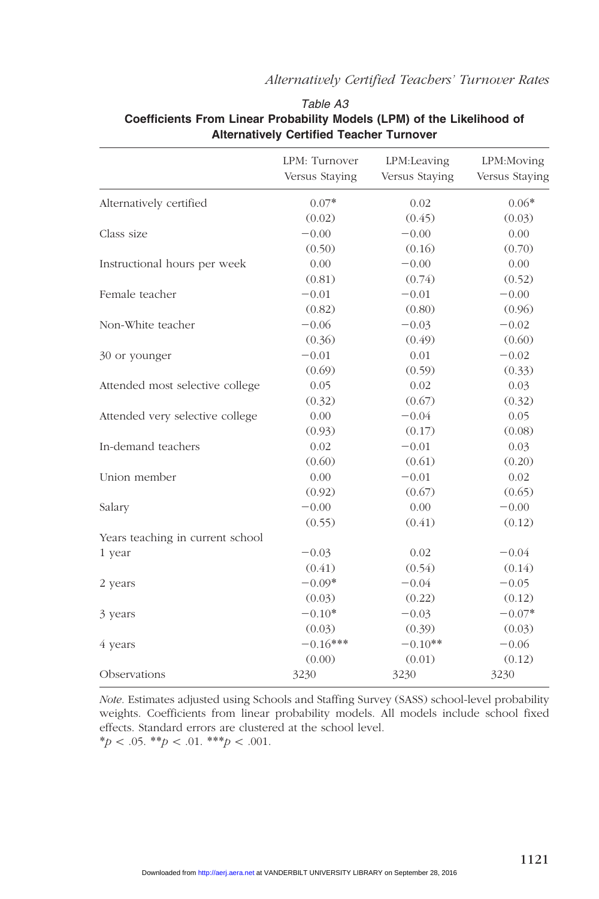Table A3

**Coefficients From Linear Probability Models (LPM) of the Likelihood of Alternatively Certified Teacher Turnover**

| | LPM: Turnover Versus Staying | LPM:Leaving Versus Staying | LPM:Moving Versus Staying |
|---|---|---|---|
| Alternatively certified | 0.07* | 0.02 | 0.06* |
| | (0.02) | (0.45) | (0.03) |
| Class size | −0.00 | −0.00 | 0.00 |
| | (0.50) | (0.16) | (0.70) |
| Instructional hours per week | 0.00 | −0.00 | 0.00 |
| | (0.81) | (0.74) | (0.52) |
| Female teacher | −0.01 | −0.01 | −0.00 |
| | (0.82) | (0.80) | (0.96) |
| Non-White teacher | −0.06 | −0.03 | −0.02 |
| | (0.36) | (0.49) | (0.60) |
| 30 or younger | −0.01 | 0.01 | −0.02 |
| | (0.69) | (0.59) | (0.33) |
| Attended most selective college | 0.05 | 0.02 | 0.03 |
| | (0.32) | (0.67) | (0.32) |
| Attended very selective college | 0.00 | −0.04 | 0.05 |
| | (0.93) | (0.17) | (0.08) |
| In-demand teachers | 0.02 | −0.01 | 0.03 |
| | (0.60) | (0.61) | (0.20) |
| Union member | 0.00 | −0.01 | 0.02 |
| | (0.92) | (0.67) | (0.65) |
| Salary | −0.00 | 0.00 | −0.00 |
| | (0.55) | (0.41) | (0.12) |
| Years teaching in current school | | | |
| 1 year | −0.03 | 0.02 | −0.04 |
| | (0.41) | (0.54) | (0.14) |
| 2 years | −0.09* | −0.04 | −0.05 |
| | (0.03) | (0.22) | (0.12) |
| 3 years | −0.10* | −0.03 | −0.07* |
| | (0.03) | (0.39) | (0.03) |
| 4 years | −0.16*** | −0.10** | −0.06 |
| | (0.00) | (0.01) | (0.12) |
| Observations | 3230 | 3230 | 3230 |

*Note.* Estimates adjusted using Schools and Staffing Survey (SASS) school-level probability weights. Coefficients from linear probability models. All models include school fixed effects. Standard errors are clustered at the school level.

*$p < .05$. **$p < .01$. ***$p < .001$.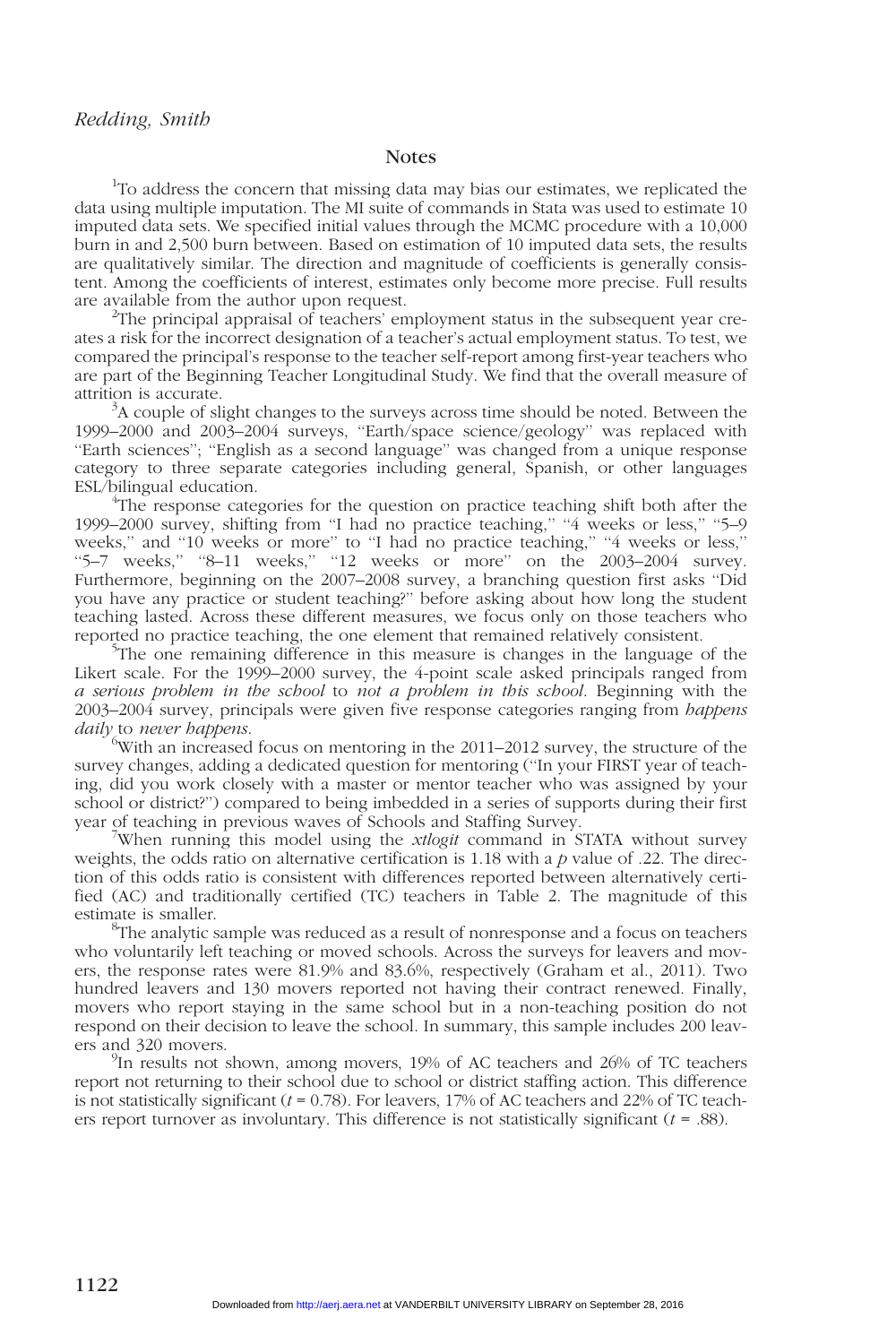## Notes

[1]To address the concern that missing data may bias our estimates, we replicated the data using multiple imputation. The MI suite of commands in Stata was used to estimate 10 imputed data sets. We specified initial values through the MCMC procedure with a 10,000 burn in and 2,500 burn between. Based on estimation of 10 imputed data sets, the results are qualitatively similar. The direction and magnitude of coefficients is generally consistent. Among the coefficients of interest, estimates only become more precise. Full results are available from the author upon request.

[2]The principal appraisal of teachers' employment status in the subsequent year creates a risk for the incorrect designation of a teacher's actual employment status. To test, we compared the principal's response to the teacher self-report among first-year teachers who are part of the Beginning Teacher Longitudinal Study. We find that the overall measure of attrition is accurate.

[3]A couple of slight changes to the surveys across time should be noted. Between the 1999–2000 and 2003–2004 surveys, "Earth/space science/geology" was replaced with "Earth sciences"; "English as a second language" was changed from a unique response category to three separate categories including general, Spanish, or other languages ESL/bilingual education.

[4]The response categories for the question on practice teaching shift both after the 1999–2000 survey, shifting from "I had no practice teaching," "4 weeks or less," "5–9 weeks," and "10 weeks or more" to "I had no practice teaching," "4 weeks or less," "5–7 weeks," "8–11 weeks," "12 weeks or more" on the 2003–2004 survey. Furthermore, beginning on the 2007–2008 survey, a branching question first asks "Did you have any practice or student teaching?" before asking about how long the student teaching lasted. Across these different measures, we focus only on those teachers who reported no practice teaching, the one element that remained relatively consistent.

[5]The one remaining difference in this measure is changes in the language of the Likert scale. For the 1999–2000 survey, the 4-point scale asked principals ranged from *a serious problem in the school* to *not a problem in this school*. Beginning with the 2003–2004 survey, principals were given five response categories ranging from *happens daily* to *never happens*.

[6]With an increased focus on mentoring in the 2011–2012 survey, the structure of the survey changes, adding a dedicated question for mentoring ("In your FIRST year of teaching, did you work closely with a master or mentor teacher who was assigned by your school or district?") compared to being imbedded in a series of supports during their first year of teaching in previous waves of Schools and Staffing Survey.

[7]When running this model using the *xtlogit* command in STATA without survey weights, the odds ratio on alternative certification is 1.18 with a $p$ value of .22. The direction of this odds ratio is consistent with differences reported between alternatively certified (AC) and traditionally certified (TC) teachers in Table 2. The magnitude of this estimate is smaller.

[8]The analytic sample was reduced as a result of nonresponse and a focus on teachers who voluntarily left teaching or moved schools. Across the surveys for leavers and movers, the response rates were 81.9% and 83.6%, respectively (Graham et al., 2011). Two hundred leavers and 130 movers reported not having their contract renewed. Finally, movers who report staying in the same school but in a non-teaching position do not respond on their decision to leave the school. In summary, this sample includes 200 leavers and 320 movers.

[9]In results not shown, among movers, 19% of AC teachers and 26% of TC teachers report not returning to their school due to school or district staffing action. This difference is not statistically significant ($t$ = 0.78). For leavers, 17% of AC teachers and 22% of TC teachers report turnover as involuntary. This difference is not statistically significant ($t$ = .88).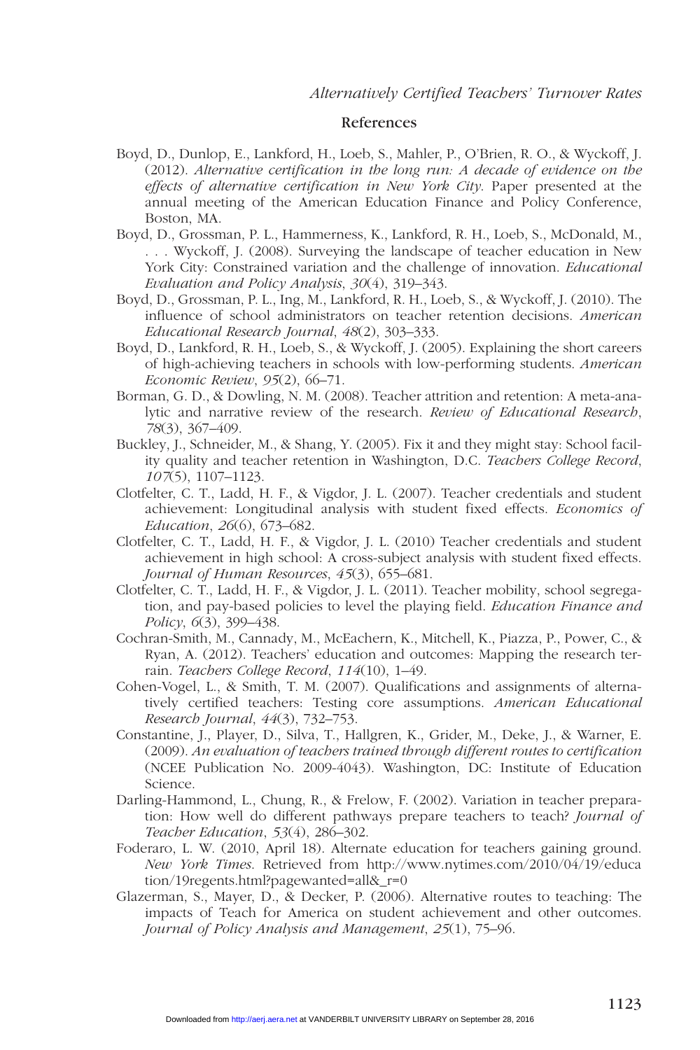## References

Boyd, D., Dunlop, E., Lankford, H., Loeb, S., Mahler, P., O'Brien, R. O., & Wyckoff, J. (2012). *Alternative certification in the long run: A decade of evidence on the effects of alternative certification in New York City*. Paper presented at the annual meeting of the American Education Finance and Policy Conference, Boston, MA.

Boyd, D., Grossman, P. L., Hammerness, K., Lankford, R. H., Loeb, S., McDonald, M., . . . Wyckoff, J. (2008). Surveying the landscape of teacher education in New York City: Constrained variation and the challenge of innovation. *Educational Evaluation and Policy Analysis*, *30*(4), 319–343.

Boyd, D., Grossman, P. L., Ing, M., Lankford, R. H., Loeb, S., & Wyckoff, J. (2010). The influence of school administrators on teacher retention decisions. *American Educational Research Journal*, *48*(2), 303–333.

Boyd, D., Lankford, R. H., Loeb, S., & Wyckoff, J. (2005). Explaining the short careers of high-achieving teachers in schools with low-performing students. *American Economic Review*, *95*(2), 66–71.

Borman, G. D., & Dowling, N. M. (2008). Teacher attrition and retention: A meta-analytic and narrative review of the research. *Review of Educational Research*, *78*(3), 367–409.

Buckley, J., Schneider, M., & Shang, Y. (2005). Fix it and they might stay: School facility quality and teacher retention in Washington, D.C. *Teachers College Record*, *107*(5), 1107–1123.

Clotfelter, C. T., Ladd, H. F., & Vigdor, J. L. (2007). Teacher credentials and student achievement: Longitudinal analysis with student fixed effects. *Economics of Education*, *26*(6), 673–682.

Clotfelter, C. T., Ladd, H. F., & Vigdor, J. L. (2010) Teacher credentials and student achievement in high school: A cross-subject analysis with student fixed effects. *Journal of Human Resources*, *45*(3), 655–681.

Clotfelter, C. T., Ladd, H. F., & Vigdor, J. L. (2011). Teacher mobility, school segregation, and pay-based policies to level the playing field. *Education Finance and Policy*, *6*(3), 399–438.

Cochran-Smith, M., Cannady, M., McEachern, K., Mitchell, K., Piazza, P., Power, C., & Ryan, A. (2012). Teachers' education and outcomes: Mapping the research terrain. *Teachers College Record*, *114*(10), 1–49.

Cohen-Vogel, L., & Smith, T. M. (2007). Qualifications and assignments of alternatively certified teachers: Testing core assumptions. *American Educational Research Journal*, *44*(3), 732–753.

Constantine, J., Player, D., Silva, T., Hallgren, K., Grider, M., Deke, J., & Warner, E. (2009). *An evaluation of teachers trained through different routes to certification* (NCEE Publication No. 2009-4043). Washington, DC: Institute of Education Science.

Darling-Hammond, L., Chung, R., & Frelow, F. (2002). Variation in teacher preparation: How well do different pathways prepare teachers to teach? *Journal of Teacher Education*, *53*(4), 286–302.

Foderaro, L. W. (2010, April 18). Alternate education for teachers gaining ground. *New York Times*. Retrieved from http://www.nytimes.com/2010/04/19/education/19regents.html?pagewanted=all&_r=0

Glazerman, S., Mayer, D., & Decker, P. (2006). Alternative routes to teaching: The impacts of Teach for America on student achievement and other outcomes. *Journal of Policy Analysis and Management*, *25*(1), 75–96.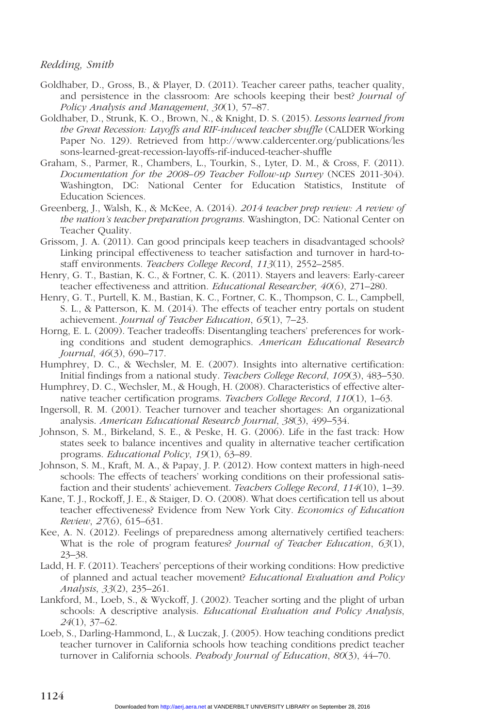Goldhaber, D., Gross, B., & Player, D. (2011). Teacher career paths, teacher quality, and persistence in the classroom: Are schools keeping their best? *Journal of Policy Analysis and Management*, *30*(1), 57–87.

Goldhaber, D., Strunk, K. O., Brown, N., & Knight, D. S. (2015). *Lessons learned from the Great Recession: Layoffs and RIF-induced teacher shuffle* (CALDER Working Paper No. 129). Retrieved from http://www.caldercenter.org/publications/lessons-learned-great-recession-layoffs-rif-induced-teacher-shuffle

Graham, S., Parmer, R., Chambers, L., Tourkin, S., Lyter, D. M., & Cross, F. (2011). *Documentation for the 2008–09 Teacher Follow-up Survey* (NCES 2011-304). Washington, DC: National Center for Education Statistics, Institute of Education Sciences.

Greenberg, J., Walsh, K., & McKee, A. (2014). *2014 teacher prep review: A review of the nation's teacher preparation programs*. Washington, DC: National Center on Teacher Quality.

Grissom, J. A. (2011). Can good principals keep teachers in disadvantaged schools? Linking principal effectiveness to teacher satisfaction and turnover in hard-to-staff environments. *Teachers College Record*, *113*(11), 2552–2585.

Henry, G. T., Bastian, K. C., & Fortner, C. K. (2011). Stayers and leavers: Early-career teacher effectiveness and attrition. *Educational Researcher*, *40*(6), 271–280.

Henry, G. T., Purtell, K. M., Bastian, K. C., Fortner, C. K., Thompson, C. L., Campbell, S. L., & Patterson, K. M. (2014). The effects of teacher entry portals on student achievement. *Journal of Teacher Education*, *65*(1), 7–23.

Horng, E. L. (2009). Teacher tradeoffs: Disentangling teachers' preferences for working conditions and student demographics. *American Educational Research Journal*, *46*(3), 690–717.

Humphrey, D. C., & Wechsler, M. E. (2007). Insights into alternative certification: Initial findings from a national study. *Teachers College Record*, *109*(3), 483–530.

Humphrey, D. C., Wechsler, M., & Hough, H. (2008). Characteristics of effective alternative teacher certification programs. *Teachers College Record*, *110*(1), 1–63.

Ingersoll, R. M. (2001). Teacher turnover and teacher shortages: An organizational analysis. *American Educational Research Journal*, *38*(3), 499–534.

Johnson, S. M., Birkeland, S. E., & Peske, H. G. (2006). Life in the fast track: How states seek to balance incentives and quality in alternative teacher certification programs. *Educational Policy*, *19*(1), 63–89.

Johnson, S. M., Kraft, M. A., & Papay, J. P. (2012). How context matters in high-need schools: The effects of teachers' working conditions on their professional satisfaction and their students' achievement. *Teachers College Record*, *114*(10), 1–39.

Kane, T. J., Rockoff, J. E., & Staiger, D. O. (2008). What does certification tell us about teacher effectiveness? Evidence from New York City. *Economics of Education Review*, *27*(6), 615–631.

Kee, A. N. (2012). Feelings of preparedness among alternatively certified teachers: What is the role of program features? *Journal of Teacher Education*, *63*(1), 23–38.

Ladd, H. F. (2011). Teachers' perceptions of their working conditions: How predictive of planned and actual teacher movement? *Educational Evaluation and Policy Analysis*, *33*(2), 235–261.

Lankford, M., Loeb, S., & Wyckoff, J. (2002). Teacher sorting and the plight of urban schools: A descriptive analysis. *Educational Evaluation and Policy Analysis*, *24*(1), 37–62.

Loeb, S., Darling-Hammond, L., & Luczak, J. (2005). How teaching conditions predict teacher turnover in California schools how teaching conditions predict teacher turnover in California schools. *Peabody Journal of Education*, *80*(3), 44–70.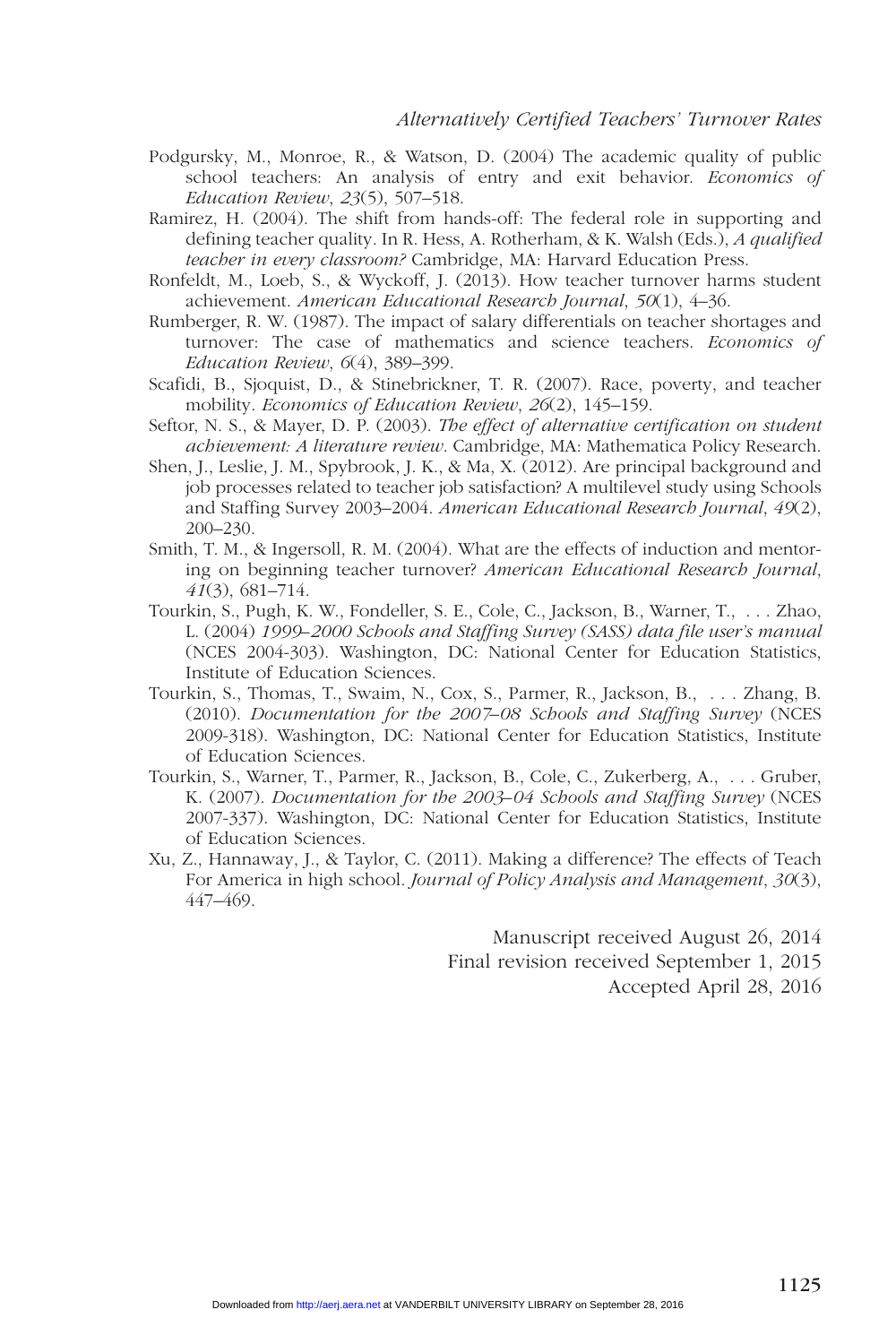Podgursky, M., Monroe, R., & Watson, D. (2004) The academic quality of public school teachers: An analysis of entry and exit behavior. *Economics of Education Review*, *23*(5), 507–518.

Ramirez, H. (2004). The shift from hands-off: The federal role in supporting and defining teacher quality. In R. Hess, A. Rotherham, & K. Walsh (Eds.), *A qualified teacher in every classroom?* Cambridge, MA: Harvard Education Press.

Ronfeldt, M., Loeb, S., & Wyckoff, J. (2013). How teacher turnover harms student achievement. *American Educational Research Journal*, *50*(1), 4–36.

Rumberger, R. W. (1987). The impact of salary differentials on teacher shortages and turnover: The case of mathematics and science teachers. *Economics of Education Review*, *6*(4), 389–399.

Scafidi, B., Sjoquist, D., & Stinebrickner, T. R. (2007). Race, poverty, and teacher mobility. *Economics of Education Review*, *26*(2), 145–159.

Seftor, N. S., & Mayer, D. P. (2003). *The effect of alternative certification on student achievement: A literature review*. Cambridge, MA: Mathematica Policy Research.

Shen, J., Leslie, J. M., Spybrook, J. K., & Ma, X. (2012). Are principal background and job processes related to teacher job satisfaction? A multilevel study using Schools and Staffing Survey 2003–2004. *American Educational Research Journal*, *49*(2), 200–230.

Smith, T. M., & Ingersoll, R. M. (2004). What are the effects of induction and mentoring on beginning teacher turnover? *American Educational Research Journal*, *41*(3), 681–714.

Tourkin, S., Pugh, K. W., Fondeller, S. E., Cole, C., Jackson, B., Warner, T., . . . Zhao, L. (2004) *1999–2000 Schools and Staffing Survey (SASS) data file user's manual* (NCES 2004-303). Washington, DC: National Center for Education Statistics, Institute of Education Sciences.

Tourkin, S., Thomas, T., Swaim, N., Cox, S., Parmer, R., Jackson, B., . . . Zhang, B. (2010). *Documentation for the 2007–08 Schools and Staffing Survey* (NCES 2009-318). Washington, DC: National Center for Education Statistics, Institute of Education Sciences.

Tourkin, S., Warner, T., Parmer, R., Jackson, B., Cole, C., Zukerberg, A., . . . Gruber, K. (2007). *Documentation for the 2003–04 Schools and Staffing Survey* (NCES 2007-337). Washington, DC: National Center for Education Statistics, Institute of Education Sciences.

Xu, Z., Hannaway, J., & Taylor, C. (2011). Making a difference? The effects of Teach For America in high school. *Journal of Policy Analysis and Management*, *30*(3), 447–469.

Manuscript received August 26, 2014
Final revision received September 1, 2015
Accepted April 28, 2016